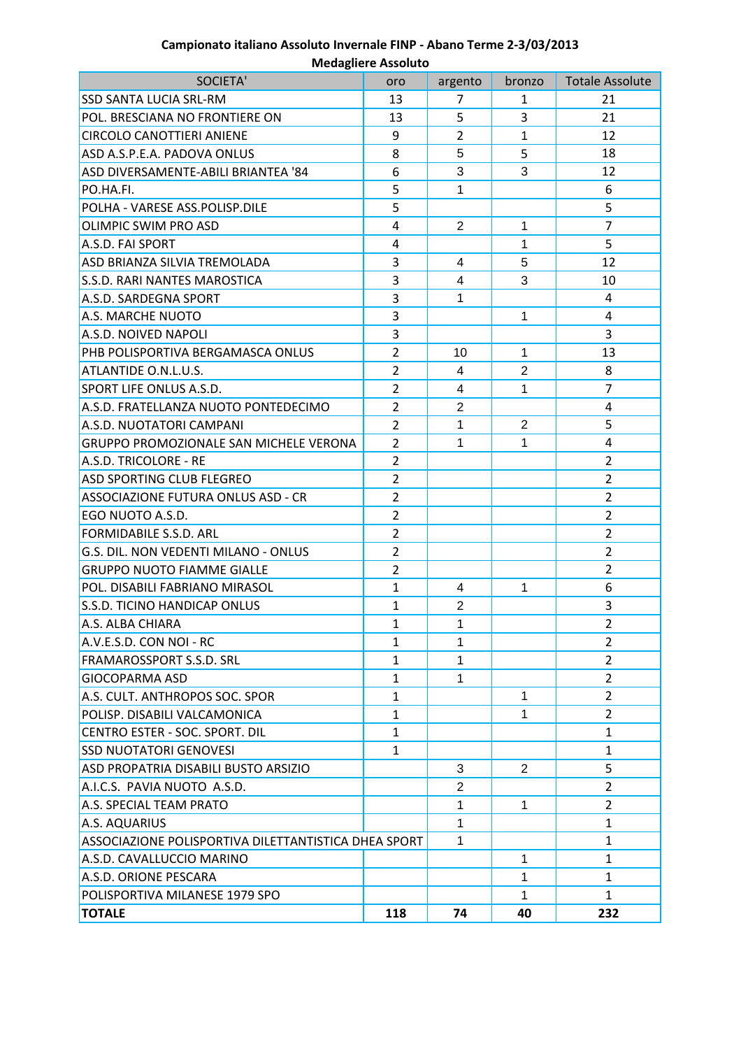**Campionato italiano Assoluto Invernale FINP - Abano Terme 2-3/03/2013**

**Medagliere Assoluto**

| SOCIETA' | oro | argento | bronzo | Totale Assolute |
|---|---|---|---|---|
| SSD SANTA LUCIA SRL-RM | 13 | 7 | 1 | 21 |
| POL. BRESCIANA NO FRONTIERE ON | 13 | 5 | 3 | 21 |
| CIRCOLO CANOTTIERI ANIENE | 9 | 2 | 1 | 12 |
| ASD A.S.P.E.A. PADOVA ONLUS | 8 | 5 | 5 | 18 |
| ASD DIVERSAMENTE-ABILI BRIANTEA '84 | 6 | 3 | 3 | 12 |
| PO.HA.FI. | 5 | 1 | | 6 |
| POLHA - VARESE ASS.POLISP.DILE | 5 | | | 5 |
| OLIMPIC SWIM PRO ASD | 4 | 2 | 1 | 7 |
| A.S.D. FAI SPORT | 4 | | 1 | 5 |
| ASD BRIANZA SILVIA TREMOLADA | 3 | 4 | 5 | 12 |
| S.S.D. RARI NANTES MAROSTICA | 3 | 4 | 3 | 10 |
| A.S.D. SARDEGNA SPORT | 3 | 1 | | 4 |
| A.S. MARCHE NUOTO | 3 | | 1 | 4 |
| A.S.D. NOIVED NAPOLI | 3 | | | 3 |
| PHB POLISPORTIVA BERGAMASCA ONLUS | 2 | 10 | 1 | 13 |
| ATLANTIDE O.N.L.U.S. | 2 | 4 | 2 | 8 |
| SPORT LIFE ONLUS A.S.D. | 2 | 4 | 1 | 7 |
| A.S.D. FRATELLANZA NUOTO PONTEDECIMO | 2 | 2 | | 4 |
| A.S.D. NUOTATORI CAMPANI | 2 | 1 | 2 | 5 |
| GRUPPO PROMOZIONALE SAN MICHELE VERONA | 2 | 1 | 1 | 4 |
| A.S.D. TRICOLORE - RE | 2 | | | 2 |
| ASD SPORTING CLUB FLEGREO | 2 | | | 2 |
| ASSOCIAZIONE FUTURA ONLUS ASD - CR | 2 | | | 2 |
| EGO NUOTO A.S.D. | 2 | | | 2 |
| FORMIDABILE S.S.D. ARL | 2 | | | 2 |
| G.S. DIL. NON VEDENTI MILANO - ONLUS | 2 | | | 2 |
| GRUPPO NUOTO FIAMME GIALLE | 2 | | | 2 |
| POL. DISABILI FABRIANO MIRASOL | 1 | 4 | 1 | 6 |
| S.S.D. TICINO HANDICAP ONLUS | 1 | 2 | | 3 |
| A.S. ALBA CHIARA | 1 | 1 | | 2 |
| A.V.E.S.D. CON NOI - RC | 1 | 1 | | 2 |
| FRAMAROSSPORT S.S.D. SRL | 1 | 1 | | 2 |
| GIOCOPARMA ASD | 1 | 1 | | 2 |
| A.S. CULT. ANTHROPOS SOC. SPOR | 1 | | 1 | 2 |
| POLISP. DISABILI VALCAMONICA | 1 | | 1 | 2 |
| CENTRO ESTER - SOC. SPORT. DIL | 1 | | | 1 |
| SSD NUOTATORI GENOVESI | 1 | | | 1 |
| ASD PROPATRIA DISABILI BUSTO ARSIZIO | | 3 | 2 | 5 |
| A.I.C.S. PAVIA NUOTO A.S.D. | | 2 | | 2 |
| A.S. SPECIAL TEAM PRATO | | 1 | 1 | 2 |
| A.S. AQUARIUS | | 1 | | 1 |
| ASSOCIAZIONE POLISPORTIVA DILETTANTISTICA DHEA SPORT | | 1 | | 1 |
| A.S.D. CAVALLUCCIO MARINO | | | 1 | 1 |
| A.S.D. ORIONE PESCARA | | | 1 | 1 |
| POLISPORTIVA MILANESE 1979 SPO | | | 1 | 1 |
| **TOTALE** | **118** | **74** | **40** | **232** |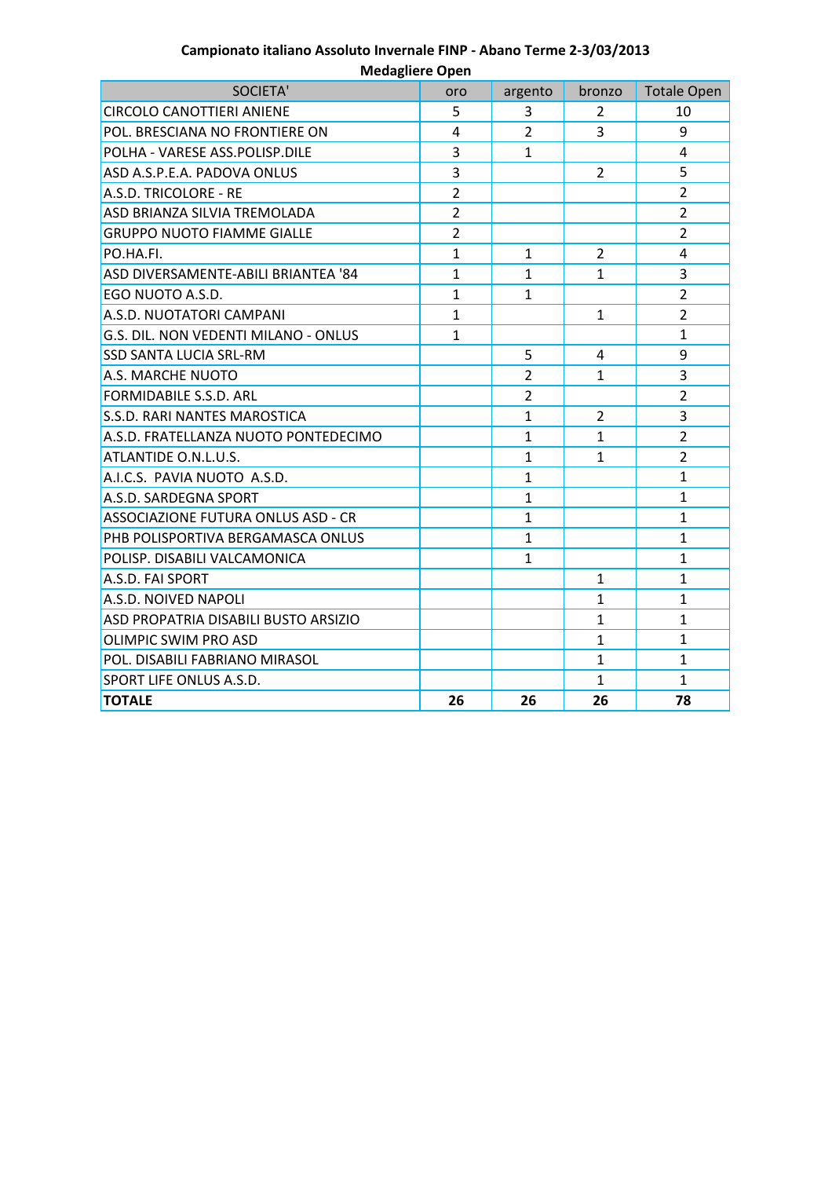**Campionato italiano Assoluto Invernale FINP - Abano Terme 2-3/03/2013**

**Medagliere Open**

| SOCIETA' | oro | argento | bronzo | Totale Open |
|---|---|---|---|---|
| CIRCOLO CANOTTIERI ANIENE | 5 | 3 | 2 | 10 |
| POL. BRESCIANA NO FRONTIERE ON | 4 | 2 | 3 | 9 |
| POLHA - VARESE ASS.POLISP.DILE | 3 | 1 | | 4 |
| ASD A.S.P.E.A. PADOVA ONLUS | 3 | | 2 | 5 |
| A.S.D. TRICOLORE - RE | 2 | | | 2 |
| ASD BRIANZA SILVIA TREMOLADA | 2 | | | 2 |
| GRUPPO NUOTO FIAMME GIALLE | 2 | | | 2 |
| PO.HA.FI. | 1 | 1 | 2 | 4 |
| ASD DIVERSAMENTE-ABILI BRIANTEA '84 | 1 | 1 | 1 | 3 |
| EGO NUOTO A.S.D. | 1 | 1 | | 2 |
| A.S.D. NUOTATORI CAMPANI | 1 | | 1 | 2 |
| G.S. DIL. NON VEDENTI MILANO - ONLUS | 1 | | | 1 |
| SSD SANTA LUCIA SRL-RM | | 5 | 4 | 9 |
| A.S. MARCHE NUOTO | | 2 | 1 | 3 |
| FORMIDABILE S.S.D. ARL | | 2 | | 2 |
| S.S.D. RARI NANTES MAROSTICA | | 1 | 2 | 3 |
| A.S.D. FRATELLANZA NUOTO PONTEDECIMO | | 1 | 1 | 2 |
| ATLANTIDE O.N.L.U.S. | | 1 | 1 | 2 |
| A.I.C.S. PAVIA NUOTO A.S.D. | | 1 | | 1 |
| A.S.D. SARDEGNA SPORT | | 1 | | 1 |
| ASSOCIAZIONE FUTURA ONLUS ASD - CR | | 1 | | 1 |
| PHB POLISPORTIVA BERGAMASCA ONLUS | | 1 | | 1 |
| POLISP. DISABILI VALCAMONICA | | 1 | | 1 |
| A.S.D. FAI SPORT | | | 1 | 1 |
| A.S.D. NOIVED NAPOLI | | | 1 | 1 |
| ASD PROPATRIA DISABILI BUSTO ARSIZIO | | | 1 | 1 |
| OLIMPIC SWIM PRO ASD | | | 1 | 1 |
| POL. DISABILI FABRIANO MIRASOL | | | 1 | 1 |
| SPORT LIFE ONLUS A.S.D. | | | 1 | 1 |
| **TOTALE** | **26** | **26** | **26** | **78** |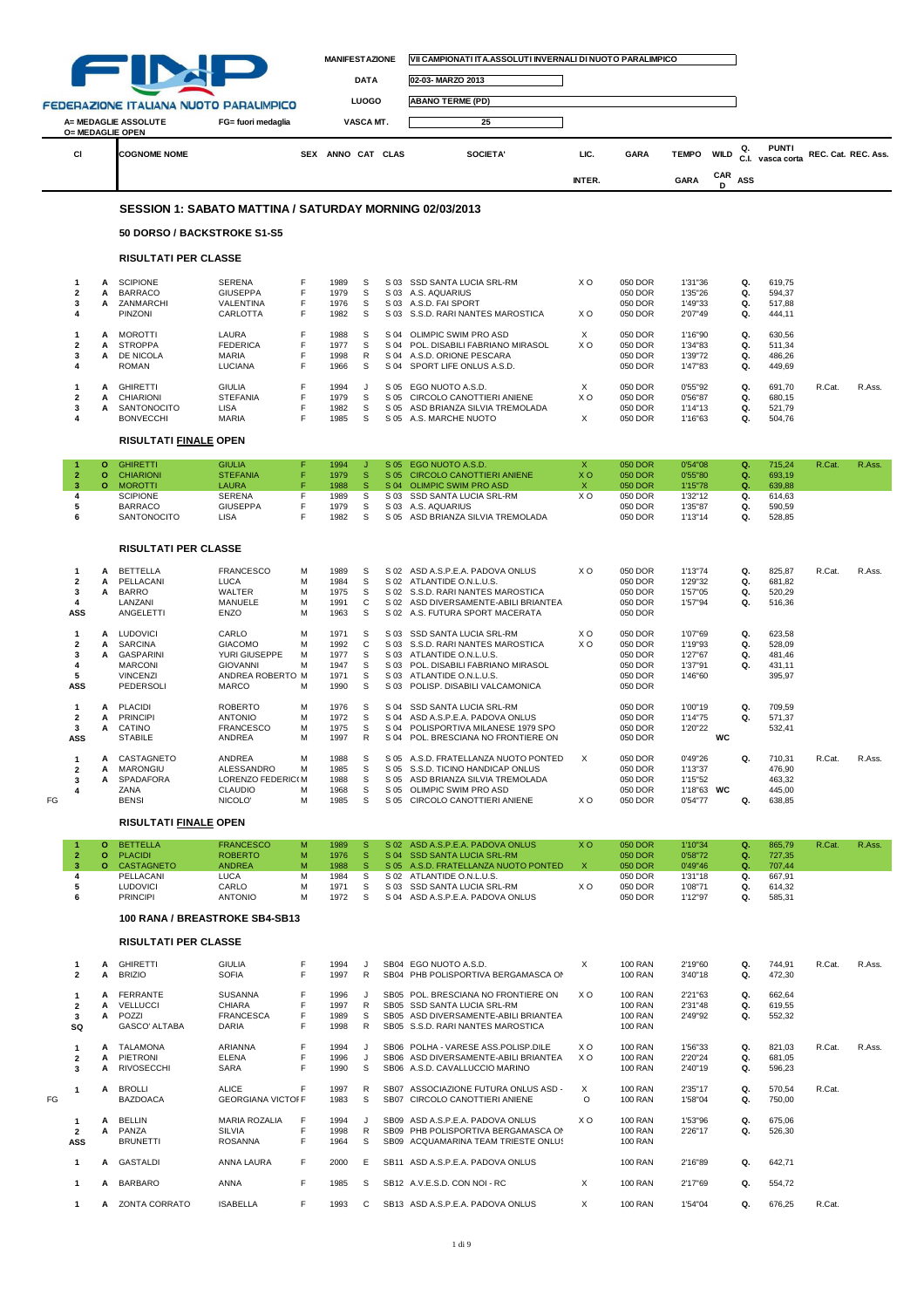FEDERAZIONE ITALIANA NUOTO PARALIMPICO

| MANIFESTAZIONE | VII CAMPIONATI ITA.ASSOLUTI INVERNALI DI NUOTO PARALIMPICO |
|---|---|
| DATA | 02-03- MARZO 2013 |
| LUOGO | ABANO TERME (PD) |
| VASCA MT. | 25 |

A= MEDAGLIE ASSOLUTE — FG= fuori medaglia — O= MEDAGLIE OPEN

## SESSION 1: SABATO MATTINA / SATURDAY MORNING 02/03/2013

### 50 DORSO / BACKSTROKE S1-S5

#### RISULTATI PER CLASSE

| Cl | | COGNOME | NOME | SEX | ANNO | CAT | CLAS | SOCIETA' | LIC. INTER. | GARA | TEMPO GARA | WILD CARD | Q. C.I. ASS | PUNTI vasca corta | REC. Cat. | REC. Ass. |
|---|---|---|---|---|---|---|---|---|---|---|---|---|---|---|---|---|
| 1 | A | SCIPIONE | SERENA | F | 1989 | S | S 03 | SSD SANTA LUCIA SRL-RM | X O | 050 DOR | 1'31"36 | | Q. | 619,75 | | |
| 2 | A | BARRACO | GIUSEPPA | F | 1979 | S | S 03 | A.S. AQUARIUS | | 050 DOR | 1'35"26 | | Q. | 594,37 | | |
| 3 | A | ZANMARCHI | VALENTINA | F | 1976 | S | S 03 | A.S.D. FAI SPORT | | 050 DOR | 1'49"33 | | Q. | 517,88 | | |
| 4 | | PINZONI | CARLOTTA | F | 1982 | S | S 03 | S.S.D. RARI NANTES MAROSTICA | X O | 050 DOR | 2'07"49 | | Q. | 444,11 | | |
| 1 | A | MOROTTI | LAURA | F | 1988 | S | S 04 | OLIMPIC SWIM PRO ASD | X | 050 DOR | 1'16"90 | | Q. | 630,56 | | |
| 2 | A | STROPPA | FEDERICA | F | 1977 | S | S 04 | POL. DISABILI FABRIANO MIRASOL | X O | 050 DOR | 1'34"83 | | Q. | 511,34 | | |
| 3 | A | DE NICOLA | MARIA | F | 1998 | R | S 04 | A.S.D. ORIONE PESCARA | | 050 DOR | 1'39"72 | | Q. | 486,26 | | |
| 4 | | ROMAN | LUCIANA | F | 1966 | S | S 04 | SPORT LIFE ONLUS A.S.D. | | 050 DOR | 1'47"83 | | Q. | 449,69 | | |
| 1 | A | GHIRETTI | GIULIA | F | 1994 | J | S 05 | EGO NUOTO A.S.D. | X | 050 DOR | 0'55"92 | | Q. | 691,70 | R.Cat. | R.Ass. |
| 2 | A | CHIARIONI | STEFANIA | F | 1979 | S | S 05 | CIRCOLO CANOTTIERI ANIENE | X O | 050 DOR | 0'56"87 | | Q. | 680,15 | | |
| 3 | A | SANTONOCITO | LISA | F | 1982 | S | S 05 | ASD BRIANZA SILVIA TREMOLADA | | 050 DOR | 1'14"13 | | Q. | 521,79 | | |
| 4 | | BONVECCHI | MARIA | F | 1985 | S | S 05 | A.S. MARCHE NUOTO | X | 050 DOR | 1'16"63 | | Q. | 504,76 | | |

#### RISULTATI FINALE OPEN

| Cl | | COGNOME | NOME | SEX | ANNO | CAT | CLAS | SOCIETA' | LIC. INTER. | GARA | TEMPO GARA | WILD CARD | Q. C.I. ASS | PUNTI vasca corta | REC. Cat. | REC. Ass. |
|---|---|---|---|---|---|---|---|---|---|---|---|---|---|---|---|---|
| 1 | O | GHIRETTI | GIULIA | F | 1994 | J | S 05 | EGO NUOTO A.S.D. | X | 050 DOR | 0'54"08 | | Q. | 715,24 | R.Cat. | R.Ass. |
| 2 | O | CHIARIONI | STEFANIA | F | 1979 | S | S 05 | CIRCOLO CANOTTIERI ANIENE | X O | 050 DOR | 0'55"80 | | Q. | 693,19 | | |
| 3 | O | MOROTTI | LAURA | F | 1988 | S | S 04 | OLIMPIC SWIM PRO ASD | X | 050 DOR | 1'15"78 | | Q. | 639,88 | | |
| 4 | | SCIPIONE | SERENA | F | 1989 | S | S 03 | SSD SANTA LUCIA SRL-RM | X O | 050 DOR | 1'32"12 | | Q. | 614,63 | | |
| 5 | | BARRACO | GIUSEPPA | F | 1979 | S | S 03 | A.S. AQUARIUS | | 050 DOR | 1'35"87 | | Q. | 590,59 | | |
| 6 | | SANTONOCITO | LISA | F | 1982 | S | S 05 | ASD BRIANZA SILVIA TREMOLADA | | 050 DOR | 1'13"14 | | Q. | 528,85 | | |

#### RISULTATI PER CLASSE

| Cl | | COGNOME | NOME | SEX | ANNO | CAT | CLAS | SOCIETA' | LIC. INTER. | GARA | TEMPO GARA | WILD CARD | Q. C.I. ASS | PUNTI vasca corta | REC. Cat. | REC. Ass. |
|---|---|---|---|---|---|---|---|---|---|---|---|---|---|---|---|---|
| 1 | A | BETTELLA | FRANCESCO | M | 1989 | S | S 02 | ASD A.S.P.E.A. PADOVA ONLUS | X O | 050 DOR | 1'13"74 | | Q. | 825,87 | R.Cat. | R.Ass. |
| 2 | A | PELLACANI | LUCA | M | 1984 | S | S 02 | ATLANTIDE O.N.L.U.S. | | 050 DOR | 1'29"32 | | Q. | 681,82 | | |
| 3 | A | BARRO | WALTER | M | 1975 | S | S 02 | S.S.D. RARI NANTES MAROSTICA | | 050 DOR | 1'57"05 | | Q. | 520,29 | | |
| 4 | | LANZANI | MANUELE | M | 1991 | C | S 02 | ASD DIVERSAMENTE-ABILI BRIANTEA | | 050 DOR | 1'57"94 | | Q. | 516,36 | | |
| ASS | | ANGELETTI | ENZO | M | 1963 | S | S 02 | A.S. FUTURA SPORT MACERATA | | 050 DOR | | | | | | |
| 1 | A | LUDOVICI | CARLO | M | 1971 | S | S 03 | SSD SANTA LUCIA SRL-RM | X O | 050 DOR | 1'07"69 | | Q. | 623,58 | | |
| 2 | A | SARCINA | GIACOMO | M | 1992 | C | S 03 | S.S.D. RARI NANTES MAROSTICA | X O | 050 DOR | 1'19"93 | | Q. | 528,09 | | |
| 3 | A | GASPARINI | YURI GIUSEPPE | M | 1977 | S | S 03 | ATLANTIDE O.N.L.U.S. | | 050 DOR | 1'27"67 | | Q. | 481,46 | | |
| 4 | | MARCONI | GIOVANNI | M | 1947 | S | S 03 | POL. DISABILI FABRIANO MIRASOL | | 050 DOR | 1'37"91 | | Q. | 431,11 | | |
| 5 | | VINCENZI | ANDREA ROBERTO | M | 1971 | S | S 03 | ATLANTIDE O.N.L.U.S. | | 050 DOR | 1'46"60 | | | 395,97 | | |
| ASS | | PEDERSOLI | MARCO | M | 1990 | S | S 03 | POLISP. DISABILI VALCAMONICA | | 050 DOR | | | | | | |
| 1 | A | PLACIDI | ROBERTO | M | 1976 | S | S 04 | SSD SANTA LUCIA SRL-RM | | 050 DOR | 1'00"19 | | Q. | 709,59 | | |
| 2 | A | PRINCIPI | ANTONIO | M | 1972 | S | S 04 | ASD A.S.P.E.A. PADOVA ONLUS | | 050 DOR | 1'14"75 | | Q. | 571,37 | | |
| 3 | A | CATINO | FRANCESCO | M | 1975 | S | S 04 | POLISPORTIVA MILANESE 1979 SPO | | 050 DOR | 1'20"22 | | | 532,41 | | |
| ASS | | STABILE | ANDREA | M | 1997 | R | S 04 | POL. BRESCIANA NO FRONTIERE ON | | 050 DOR | | WC | | | | |
| 1 | A | CASTAGNETO | ANDREA | M | 1988 | S | S 05 | A.S.D. FRATELLANZA NUOTO PONTED | X | 050 DOR | 0'49"26 | | Q. | 710,31 | R.Cat. | R.Ass. |
| 2 | A | MARONGIU | ALESSANDRO | M | 1985 | S | S 05 | S.S.D. TICINO HANDICAP ONLUS | | 050 DOR | 1'13"37 | | | 476,90 | | |
| 3 | A | SPADAFORA | LORENZO FEDERICO | M | 1988 | S | S 05 | ASD BRIANZA SILVIA TREMOLADA | | 050 DOR | 1'15"52 | | | 463,32 | | |
| 4 | | ZANA | CLAUDIO | M | 1968 | S | S 05 | OLIMPIC SWIM PRO ASD | | 050 DOR | 1'18"63 | WC | | 445,00 | | |
| FG | | BENSI | NICOLO' | M | 1985 | S | S 05 | CIRCOLO CANOTTIERI ANIENE | X O | 050 DOR | 0'54"77 | | Q. | 638,85 | | |

#### RISULTATI FINALE OPEN

| Cl | | COGNOME | NOME | SEX | ANNO | CAT | CLAS | SOCIETA' | LIC. INTER. | GARA | TEMPO GARA | WILD CARD | Q. C.I. ASS | PUNTI vasca corta | REC. Cat. | REC. Ass. |
|---|---|---|---|---|---|---|---|---|---|---|---|---|---|---|---|---|
| 1 | O | BETTELLA | FRANCESCO | M | 1989 | S | S 02 | ASD A.S.P.E.A. PADOVA ONLUS | X O | 050 DOR | 1'10"34 | | Q. | 865,79 | R.Cat. | R.Ass. |
| 2 | O | PLACIDI | ROBERTO | M | 1976 | S | S 04 | SSD SANTA LUCIA SRL-RM | | 050 DOR | 0'58"72 | | Q. | 727,35 | | |
| 3 | O | CASTAGNETO | ANDREA | M | 1988 | S | S 05 | A.S.D. FRATELLANZA NUOTO PONTED | X | 050 DOR | 0'49"46 | | Q. | 707,44 | | |
| 4 | | PELLACANI | LUCA | M | 1984 | S | S 02 | ATLANTIDE O.N.L.U.S. | | 050 DOR | 1'31"18 | | Q. | 667,91 | | |
| 5 | | LUDOVICI | CARLO | M | 1971 | S | S 03 | SSD SANTA LUCIA SRL-RM | X O | 050 DOR | 1'08"71 | | Q. | 614,32 | | |
| 6 | | PRINCIPI | ANTONIO | M | 1972 | S | S 04 | ASD A.S.P.E.A. PADOVA ONLUS | | 050 DOR | 1'12"97 | | Q. | 585,31 | | |

### 100 RANA / BREASTROKE SB4-SB13

#### RISULTATI PER CLASSE

| Cl | | COGNOME | NOME | SEX | ANNO | CAT | CLAS | SOCIETA' | LIC. INTER. | GARA | TEMPO GARA | WILD CARD | Q. C.I. ASS | PUNTI vasca corta | REC. Cat. | REC. Ass. |
|---|---|---|---|---|---|---|---|---|---|---|---|---|---|---|---|---|
| 1 | A | GHIRETTI | GIULIA | F | 1994 | J | SB04 | EGO NUOTO A.S.D. | X | 100 RAN | 2'19"60 | | Q. | 744,91 | R.Cat. | R.Ass. |
| 2 | A | BRIZIO | SOFIA | F | 1997 | R | SB04 | PHB POLISPORTIVA BERGAMASCA ON | | 100 RAN | 3'40"18 | | Q. | 472,30 | | |
| 1 | A | FERRANTE | SUSANNA | F | 1996 | J | SB05 | POL. BRESCIANA NO FRONTIERE ON | X O | 100 RAN | 2'21"63 | | Q. | 662,64 | | |
| 2 | A | VELLUCCI | CHIARA | F | 1997 | R | SB05 | SSD SANTA LUCIA SRL-RM | | 100 RAN | 2'31"48 | | Q. | 619,55 | | |
| 3 | A | POZZI | FRANCESCA | F | 1989 | S | SB05 | ASD DIVERSAMENTE-ABILI BRIANTEA | | 100 RAN | 2'49"92 | | Q. | 552,32 | | |
| SQ | | GASCO' ALTABA | DARIA | F | 1998 | R | SB05 | S.S.D. RARI NANTES MAROSTICA | | 100 RAN | | | | | | |
| 1 | A | TALAMONA | ARIANNA | F | 1994 | J | SB06 | POLHA - VARESE ASS.POLISP.DILE | X O | 100 RAN | 1'56"33 | | Q. | 821,03 | R.Cat. | R.Ass. |
| 2 | A | PIETRONI | ELENA | F | 1996 | J | SB06 | ASD DIVERSAMENTE-ABILI BRIANTEA | X O | 100 RAN | 2'20"24 | | Q. | 681,05 | | |
| 3 | A | RIVOSECCHI | SARA | F | 1990 | S | SB06 | A.S.D. CAVALLUCCIO MARINO | | 100 RAN | 2'40"19 | | Q. | 596,23 | | |
| 1 | A | BROLLI | ALICE | F | 1997 | R | SB07 | ASSOCIAZIONE FUTURA ONLUS ASD - | X | 100 RAN | 2'35"17 | | Q. | 570,54 | R.Cat. | |
| FG | | BAZDOACA | GEORGIANA VICTORIA | F | 1983 | S | SB07 | CIRCOLO CANOTTIERI ANIENE | O | 100 RAN | 1'58"04 | | Q. | 750,00 | | |
| 1 | A | BELLIN | MARIA ROZALIA | F | 1994 | J | SB09 | ASD A.S.P.E.A. PADOVA ONLUS | X O | 100 RAN | 1'53"96 | | Q. | 675,06 | | |
| 2 | A | PANZA | SILVIA | F | 1998 | R | SB09 | PHB POLISPORTIVA BERGAMASCA ON | | 100 RAN | 2'26"17 | | Q. | 526,30 | | |
| ASS | | BRUNETTI | ROSANNA | F | 1964 | S | SB09 | ACQUAMARINA TEAM TRIESTE ONLUS | | 100 RAN | | | | | | |
| 1 | A | GASTALDI | ANNA LAURA | F | 2000 | E | SB11 | ASD A.S.P.E.A. PADOVA ONLUS | | 100 RAN | 2'16"89 | | Q. | 642,71 | | |
| 1 | A | BARBARO | ANNA | F | 1985 | S | SB12 | A.V.E.S.D. CON NOI - RC | X | 100 RAN | 2'17"69 | | Q. | 554,72 | | |
| 1 | A | ZONTA CORRATO | ISABELLA | F | 1993 | C | SB13 | ASD A.S.P.E.A. PADOVA ONLUS | X | 100 RAN | 1'54"04 | | Q. | 676,25 | R.Cat. | |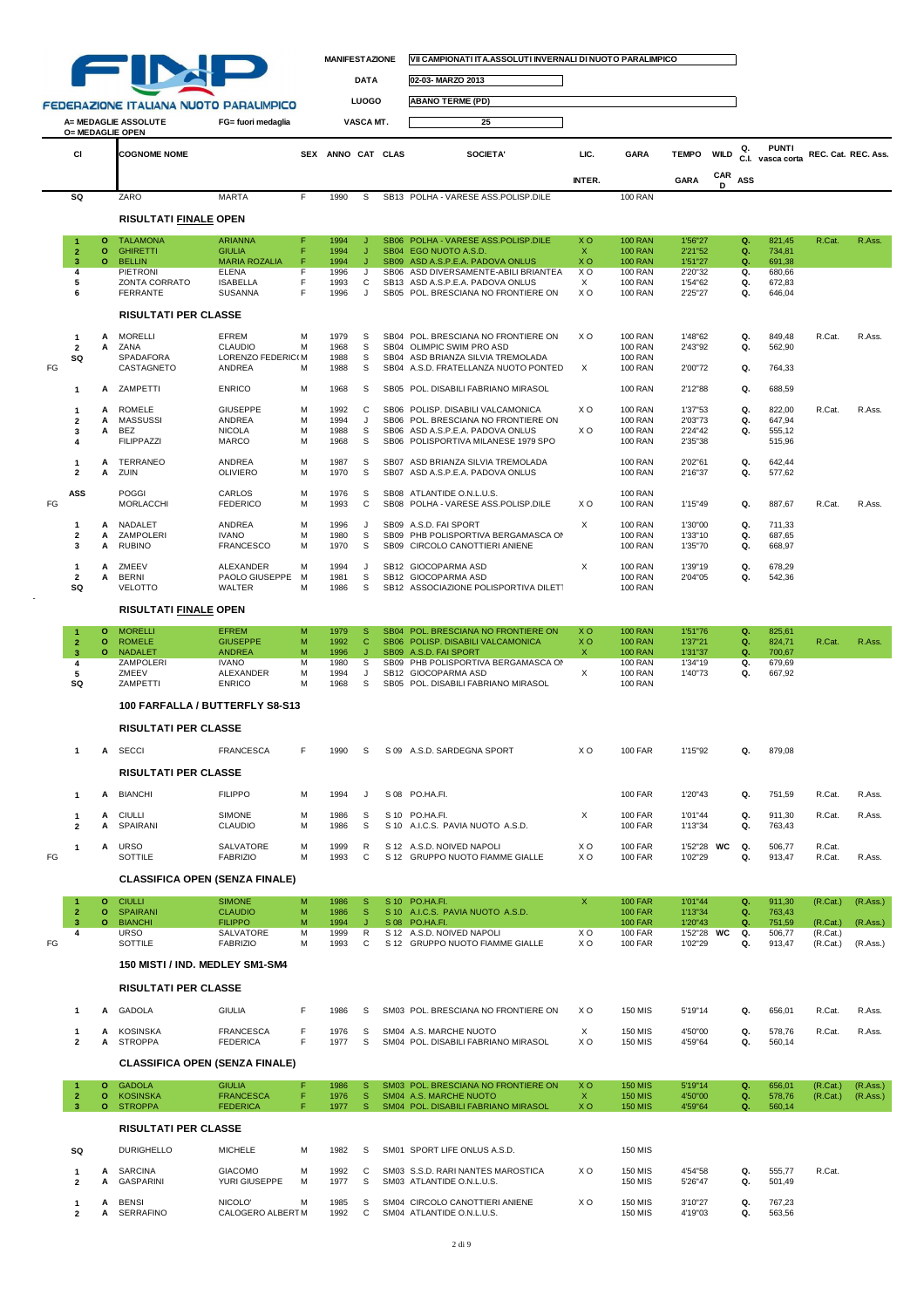**FEDERAZIONE ITALIANA NUOTO PARALIMPICO**

| MANIFESTAZIONE | VII CAMPIONATI ITA.ASSOLUTI INVERNALI DI NUOTO PARALIMPICO |
|---|---|
| DATA | 02-03- MARZO 2013 |
| LUOGO | ABANO TERME (PD) |
| VASCA MT. | 25 |

A= MEDAGLIE ASSOLUTE    FG= fuori medaglia
O= MEDAGLIE OPEN

| | Cl | | COGNOME NOME | | SEX | ANNO | CAT | CLAS | SOCIETA' | LIC. INTER. | GARA | TEMPO GARA | WILD CARD | Q. C.I. ASS | PUNTI vasca corta | REC. Cat. | REC. Ass. |
|---|---|---|---|---|---|---|---|---|---|---|---|---|---|---|---|---|---|
| | SQ | | ZARO | MARTA | F | 1990 | S | SB13 | POLHA - VARESE ASS.POLISP.DILE | | 100 RAN | | | | | | |

### RISULTATI FINALE OPEN

| | Cl | | COGNOME | NOME | SEX | ANNO | CAT | CLAS | SOCIETA' | LIC. | GARA | TEMPO | WILD CARD | Q. | PUNTI | REC. Cat. | REC. Ass. |
|---|---|---|---|---|---|---|---|---|---|---|---|---|---|---|---|---|---|
| | 1 | O | TALAMONA | ARIANNA | F | 1994 | J | SB06 | POLHA - VARESE ASS.POLISP.DILE | X O | 100 RAN | 1'56"27 | | Q. | 821,45 | R.Cat. | R.Ass. |
| | 2 | O | GHIRETTI | GIULIA | F | 1994 | J | SB04 | EGO NUOTO A.S.D. | X | 100 RAN | 2'21"52 | | Q. | 734,81 | | |
| | 3 | O | BELLIN | MARIA ROZALIA | F | 1994 | J | SB09 | ASD A.S.P.E.A. PADOVA ONLUS | X O | 100 RAN | 1'51"27 | | Q. | 691,38 | | |
| | 4 | | PIETRONI | ELENA | F | 1996 | J | SB06 | ASD DIVERSAMENTE-ABILI BRIANTEA | X O | 100 RAN | 2'20"32 | | Q. | 680,66 | | |
| | 5 | | ZONTA CORRATO | ISABELLA | F | 1993 | C | SB13 | ASD A.S.P.E.A. PADOVA ONLUS | X | 100 RAN | 1'54"62 | | Q. | 672,83 | | |
| | 6 | | FERRANTE | SUSANNA | F | 1996 | J | SB05 | POL. BRESCIANA NO FRONTIERE ON | X O | 100 RAN | 2'25"27 | | Q. | 646,04 | | |

### RISULTATI PER CLASSE

| | Cl | | COGNOME | NOME | SEX | ANNO | CAT | CLAS | SOCIETA' | LIC. | GARA | TEMPO | WILD CARD | Q. | PUNTI | REC. Cat. | REC. Ass. |
|---|---|---|---|---|---|---|---|---|---|---|---|---|---|---|---|---|---|
| | 1 | A | MORELLI | EFREM | M | 1979 | S | SB04 | POL. BRESCIANA NO FRONTIERE ON | X O | 100 RAN | 1'48"62 | | Q. | 849,48 | R.Cat. | R.Ass. |
| | 2 | A | ZANA | CLAUDIO | M | 1968 | S | SB04 | OLIMPIC SWIM PRO ASD | | 100 RAN | 2'43"92 | | Q. | 562,90 | | |
| | SQ | | SPADAFORA | LORENZO FEDERICO | M | 1988 | S | SB04 | ASD BRIANZA SILVIA TREMOLADA | | 100 RAN | | | | | | |
| FG | | | CASTAGNETO | ANDREA | M | 1988 | S | SB04 | A.S.D. FRATELLANZA NUOTO PONTED | X | 100 RAN | 2'00"72 | | Q. | 764,33 | | |
| | 1 | A | ZAMPETTI | ENRICO | M | 1968 | S | SB05 | POL. DISABILI FABRIANO MIRASOL | | 100 RAN | 2'12"88 | | Q. | 688,59 | | |
| | 1 | A | ROMELE | GIUSEPPE | M | 1992 | C | SB06 | POLISP. DISABILI VALCAMONICA | X O | 100 RAN | 1'37"53 | | Q. | 822,00 | R.Cat. | R.Ass. |
| | 2 | A | MASSUSSI | ANDREA | M | 1994 | J | SB06 | POL. BRESCIANA NO FRONTIERE ON | | 100 RAN | 2'03"73 | | Q. | 647,94 | | |
| | 3 | A | BEZ | NICOLA | M | 1988 | S | SB06 | ASD A.S.P.E.A. PADOVA ONLUS | X O | 100 RAN | 2'24"42 | | Q. | 555,12 | | |
| | 4 | | FILIPPAZZI | MARCO | M | 1968 | S | SB06 | POLISPORTIVA MILANESE 1979 SPO | | 100 RAN | 2'35"38 | | | 515,96 | | |
| | 1 | A | TERRANEO | ANDREA | M | 1987 | S | SB07 | ASD BRIANZA SILVIA TREMOLADA | | 100 RAN | 2'02"61 | | Q. | 642,44 | | |
| | 2 | A | ZUIN | OLIVIERO | M | 1970 | S | SB07 | ASD A.S.P.E.A. PADOVA ONLUS | | 100 RAN | 2'16"37 | | Q. | 577,62 | | |
| | ASS | | POGGI | CARLOS | M | 1976 | S | SB08 | ATLANTIDE O.N.L.U.S. | | 100 RAN | | | | | | |
| FG | | | MORLACCHI | FEDERICO | M | 1993 | C | SB08 | POLHA - VARESE ASS.POLISP.DILE | X O | 100 RAN | 1'15"49 | | Q. | 887,67 | R.Cat. | R.Ass. |
| | 1 | A | NADALET | ANDREA | M | 1996 | J | SB09 | A.S.D. FAI SPORT | X | 100 RAN | 1'30"00 | | Q. | 711,33 | | |
| | 2 | A | ZAMPOLERI | IVANO | M | 1980 | S | SB09 | PHB POLISPORTIVA BERGAMASCA ON | | 100 RAN | 1'33"10 | | Q. | 687,65 | | |
| | 3 | A | RUBINO | FRANCESCO | M | 1970 | S | SB09 | CIRCOLO CANOTTIERI ANIENE | | 100 RAN | 1'35"70 | | Q. | 668,97 | | |
| | 1 | A | ZMEEV | ALEXANDER | M | 1994 | J | SB12 | GIOCOPARMA ASD | X | 100 RAN | 1'39"19 | | Q. | 678,29 | | |
| | 2 | A | BERNI | PAOLO GIUSEPPE | M | 1981 | S | SB12 | GIOCOPARMA ASD | | 100 RAN | 2'04"05 | | Q. | 542,36 | | |
| | SQ | | VELOTTO | WALTER | M | 1986 | S | SB12 | ASSOCIAZIONE POLISPORTIVA DILETT | | 100 RAN | | | | | | |

### RISULTATI FINALE OPEN

| | Cl | | COGNOME | NOME | SEX | ANNO | CAT | CLAS | SOCIETA' | LIC. | GARA | TEMPO | WILD CARD | Q. | PUNTI | REC. Cat. | REC. Ass. |
|---|---|---|---|---|---|---|---|---|---|---|---|---|---|---|---|---|---|
| | 1 | O | MORELLI | EFREM | M | 1979 | S | SB04 | POL. BRESCIANA NO FRONTIERE ON | X O | 100 RAN | 1'51"76 | | Q. | 825,61 | | |
| | 2 | O | ROMELE | GIUSEPPE | M | 1992 | C | SB06 | POLISP. DISABILI VALCAMONICA | X O | 100 RAN | 1'37"21 | | Q. | 824,71 | R.Cat. | R.Ass. |
| | 3 | O | NADALET | ANDREA | M | 1996 | J | SB09 | A.S.D. FAI SPORT | X | 100 RAN | 1'31"37 | | Q. | 700,67 | | |
| | 4 | | ZAMPOLERI | IVANO | M | 1980 | S | SB09 | PHB POLISPORTIVA BERGAMASCA ON | | 100 RAN | 1'34"19 | | Q. | 679,69 | | |
| | 5 | | ZMEEV | ALEXANDER | M | 1994 | J | SB12 | GIOCOPARMA ASD | X | 100 RAN | 1'40"73 | | Q. | 667,92 | | |
| | SQ | | ZAMPETTI | ENRICO | M | 1968 | S | SB05 | POL. DISABILI FABRIANO MIRASOL | | 100 RAN | | | | | | |

## 100 FARFALLA / BUTTERFLY S8-S13

### RISULTATI PER CLASSE

| | Cl | | COGNOME | NOME | SEX | ANNO | CAT | CLAS | SOCIETA' | LIC. | GARA | TEMPO | WILD CARD | Q. | PUNTI | REC. Cat. | REC. Ass. |
|---|---|---|---|---|---|---|---|---|---|---|---|---|---|---|---|---|---|
| | 1 | A | SECCI | FRANCESCA | F | 1990 | S | S 09 | A.S.D. SARDEGNA SPORT | X O | 100 FAR | 1'15"92 | | Q. | 879,08 | | |

### RISULTATI PER CLASSE

| | Cl | | COGNOME | NOME | SEX | ANNO | CAT | CLAS | SOCIETA' | LIC. | GARA | TEMPO | WILD CARD | Q. | PUNTI | REC. Cat. | REC. Ass. |
|---|---|---|---|---|---|---|---|---|---|---|---|---|---|---|---|---|---|
| | 1 | A | BIANCHI | FILIPPO | M | 1994 | J | S 08 | PO.HA.FI. | | 100 FAR | 1'20"43 | | Q. | 751,59 | R.Cat. | R.Ass. |
| | 1 | A | CIULLI | SIMONE | M | 1986 | S | S 10 | PO.HA.FI. | X | 100 FAR | 1'01"44 | | Q. | 911,30 | R.Cat. | R.Ass. |
| | 2 | A | SPAIRANI | CLAUDIO | M | 1986 | S | S 10 | A.I.C.S. PAVIA NUOTO A.S.D. | | 100 FAR | 1'13"34 | | Q. | 763,43 | | |
| | 1 | A | URSO | SALVATORE | M | 1999 | R | S 12 | A.S.D. NOIVED NAPOLI | X O | 100 FAR | 1'52"28 | WC | Q. | 506,77 | R.Cat. | |
| FG | | | SOTTILE | FABRIZIO | M | 1993 | C | S 12 | GRUPPO NUOTO FIAMME GIALLE | X O | 100 FAR | 1'02"29 | | Q. | 913,47 | R.Cat. | R.Ass. |

### CLASSIFICA OPEN (SENZA FINALE)

| | Cl | | COGNOME | NOME | SEX | ANNO | CAT | CLAS | SOCIETA' | LIC. | GARA | TEMPO | WILD CARD | Q. | PUNTI | REC. Cat. | REC. Ass. |
|---|---|---|---|---|---|---|---|---|---|---|---|---|---|---|---|---|---|
| | 1 | O | CIULLI | SIMONE | M | 1986 | S | S 10 | PO.HA.FI. | X | 100 FAR | 1'01"44 | | Q. | 911,30 | (R.Cat.) | (R.Ass.) |
| | 2 | O | SPAIRANI | CLAUDIO | M | 1986 | S | S 10 | A.I.C.S. PAVIA NUOTO A.S.D. | | 100 FAR | 1'13"34 | | Q. | 763,43 | | |
| | 3 | O | BIANCHI | FILIPPO | M | 1994 | J | S 08 | PO.HA.FI. | | 100 FAR | 1'20"43 | | Q. | 751,59 | (R.Cat.) | (R.Ass.) |
| | 4 | | URSO | SALVATORE | M | 1999 | R | S 12 | A.S.D. NOIVED NAPOLI | X O | 100 FAR | 1'52"28 | WC | Q. | 506,77 | (R.Cat.) | |
| FG | | | SOTTILE | FABRIZIO | M | 1993 | C | S 12 | GRUPPO NUOTO FIAMME GIALLE | X O | 100 FAR | 1'02"29 | | Q. | 913,47 | (R.Cat.) | (R.Ass.) |

## 150 MISTI / IND. MEDLEY SM1-SM4

### RISULTATI PER CLASSE

| | Cl | | COGNOME | NOME | SEX | ANNO | CAT | CLAS | SOCIETA' | LIC. | GARA | TEMPO | WILD CARD | Q. | PUNTI | REC. Cat. | REC. Ass. |
|---|---|---|---|---|---|---|---|---|---|---|---|---|---|---|---|---|---|
| | 1 | A | GADOLA | GIULIA | F | 1986 | S | SM03 | POL. BRESCIANA NO FRONTIERE ON | X O | 150 MIS | 5'19"14 | | Q. | 656,01 | R.Cat. | R.Ass. |
| | 1 | A | KOSINSKA | FRANCESCA | F | 1976 | S | SM04 | A.S. MARCHE NUOTO | X | 150 MIS | 4'50"00 | | Q. | 578,76 | R.Cat. | R.Ass. |
| | 2 | A | STROPPA | FEDERICA | F | 1977 | S | SM04 | POL. DISABILI FABRIANO MIRASOL | X O | 150 MIS | 4'59"64 | | Q. | 560,14 | | |

### CLASSIFICA OPEN (SENZA FINALE)

| | Cl | | COGNOME | NOME | SEX | ANNO | CAT | CLAS | SOCIETA' | LIC. | GARA | TEMPO | WILD CARD | Q. | PUNTI | REC. Cat. | REC. Ass. |
|---|---|---|---|---|---|---|---|---|---|---|---|---|---|---|---|---|---|
| | 1 | O | GADOLA | GIULIA | F | 1986 | S | SM03 | POL. BRESCIANA NO FRONTIERE ON | X O | 150 MIS | 5'19"14 | | Q. | 656,01 | (R.Cat.) | (R.Ass.) |
| | 2 | O | KOSINSKA | FRANCESCA | F | 1976 | S | SM04 | A.S. MARCHE NUOTO | X | 150 MIS | 4'50"00 | | Q. | 578,76 | (R.Cat.) | (R.Ass.) |
| | 3 | O | STROPPA | FEDERICA | F | 1977 | S | SM04 | POL. DISABILI FABRIANO MIRASOL | X O | 150 MIS | 4'59"64 | | Q. | 560,14 | | |

### RISULTATI PER CLASSE

| | Cl | | COGNOME | NOME | SEX | ANNO | CAT | CLAS | SOCIETA' | LIC. | GARA | TEMPO | WILD CARD | Q. | PUNTI | REC. Cat. | REC. Ass. |
|---|---|---|---|---|---|---|---|---|---|---|---|---|---|---|---|---|---|
| | SQ | | DURIGHELLO | MICHELE | M | 1982 | S | SM01 | SPORT LIFE ONLUS A.S.D. | | 150 MIS | | | | | | |
| | 1 | A | SARCINA | GIACOMO | M | 1992 | C | SM03 | S.S.D. RARI NANTES MAROSTICA | X O | 150 MIS | 4'54"58 | | Q. | 555,77 | R.Cat. | |
| | 2 | A | GASPARINI | YURI GIUSEPPE | M | 1977 | S | SM03 | ATLANTIDE O.N.L.U.S. | | 150 MIS | 5'26"47 | | Q. | 501,49 | | |
| | 1 | A | BENSI | NICOLO' | M | 1985 | S | SM04 | CIRCOLO CANOTTIERI ANIENE | X O | 150 MIS | 3'10"27 | | Q. | 767,23 | | |
| | 2 | A | SERRAFINO | CALOGERO ALBERTO | M | 1992 | C | SM04 | ATLANTIDE O.N.L.U.S. | | 150 MIS | 4'19"03 | | Q. | 563,56 | | |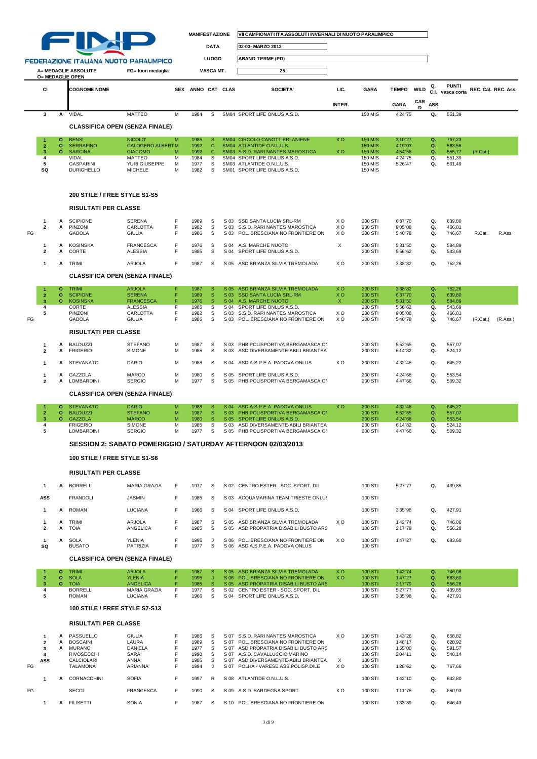FEDERAZIONE ITALIANA NUOTO PARALIMPICO

| MANIFESTAZIONE | VII CAMPIONATI ITA.ASSOLUTI INVERNALI DI NUOTO PARALIMPICO |
|---|---|
| DATA | 02-03- MARZO 2013 |
| LUOGO | ABANO TERME (PD) |
| VASCA MT. | 25 |

A= MEDAGLIE ASSOLUTE
O= MEDAGLIE OPEN
FG= fuori medaglia

| | CI | | COGNOME NOME | | SEX | ANNO | CAT | CLAS | SOCIETA' | LIC. INTER. | GARA | TEMPO GARA | WILD CARD | Q. C.I. ASS | PUNTI vasca corta | REC. Cat. | REC. Ass. |
|---|---|---|---|---|---|---|---|---|---|---|---|---|---|---|---|---|---|
| | 3 | A | VIDAL | MATTEO | M | 1984 | S | SM04 | SPORT LIFE ONLUS A.S.D. | | 150 MIS | 4'24"75 | | Q. | 551,39 | | |

**CLASSIFICA OPEN (SENZA FINALE)**

| | Pos. | | Cognome | Nome | Sex | Anno | Cat | Clas | Società | Lic. | Gara | Tempo | Wild | Q. | Punti | Rec. Cat. | Rec. Ass. |
|---|---|---|---|---|---|---|---|---|---|---|---|---|---|---|---|---|---|
| | 1 | O | BENSI | NICOLO' | M | 1985 | S | SM04 | CIRCOLO CANOTTIERI ANIENE | X O | 150 MIS | 3'10"27 | | Q. | 767,23 | | |
| | 2 | O | SERRAFINO | CALOGERO ALBERT | M | 1992 | C | SM04 | ATLANTIDE O.N.L.U.S. | | 150 MIS | 4'19"03 | | Q. | 563,56 | | |
| | 3 | O | SARCINA | GIACOMO | M | 1992 | C | SM03 | S.S.D. RARI NANTES MAROSTICA | X O | 150 MIS | 4'54"58 | | Q. | 555,77 | (R.Cat.) | |
| | 4 | | VIDAL | MATTEO | M | 1984 | S | SM04 | SPORT LIFE ONLUS A.S.D. | | 150 MIS | 4'24"75 | | Q. | 551,39 | | |
| | 5 | | GASPARINI | YURI GIUSEPPE | M | 1977 | S | SM03 | ATLANTIDE O.N.L.U.S. | | 150 MIS | 5'26"47 | | Q. | 501,49 | | |
| | SQ | | DURIGHELLO | MICHELE | M | 1982 | S | SM01 | SPORT LIFE ONLUS A.S.D. | | 150 MIS | | | | | | |

## 200 STILE / FREE STYLE S1-S5

**RISULTATI PER CLASSE**

| | Pos. | | Cognome | Nome | Sex | Anno | Cat | Clas | Società | Lic. | Gara | Tempo | Wild | Q. | Punti | Rec. Cat. | Rec. Ass. |
|---|---|---|---|---|---|---|---|---|---|---|---|---|---|---|---|---|---|
| | 1 | A | SCIPIONE | SERENA | F | 1989 | S | S 03 | SSD SANTA LUCIA SRL-RM | X O | 200 STI | 6'37"70 | | Q. | 639,80 | | |
| | 2 | A | PINZONI | CARLOTTA | F | 1982 | S | S 03 | S.S.D. RARI NANTES MAROSTICA | X O | 200 STI | 9'05"08 | | Q. | 466,81 | | |
| FG | | | GADOLA | GIULIA | F | 1986 | S | S 03 | POL. BRESCIANA NO FRONTIERE ON | X O | 200 STI | 5'40"78 | | Q. | 746,67 | R.Cat. | R.Ass. |
| | 1 | A | KOSINSKA | FRANCESCA | F | 1976 | S | S 04 | A.S. MARCHE NUOTO | X | 200 STI | 5'31"50 | | Q. | 584,89 | | |
| | 2 | A | CORTE | ALESSIA | F | 1985 | S | S 04 | SPORT LIFE ONLUS A.S.D. | | 200 STI | 5'56"62 | | Q. | 543,69 | | |
| | 1 | A | TRIMI | ARJOLA | F | 1987 | S | S 05 | ASD BRIANZA SILVIA TREMOLADA | X O | 200 STI | 3'38"82 | | Q. | 752,26 | | |

**CLASSIFICA OPEN (SENZA FINALE)**

| | Pos. | | Cognome | Nome | Sex | Anno | Cat | Clas | Società | Lic. | Gara | Tempo | Wild | Q. | Punti | Rec. Cat. | Rec. Ass. |
|---|---|---|---|---|---|---|---|---|---|---|---|---|---|---|---|---|---|
| | 1 | O | TRIMI | ARJOLA | F | 1987 | S | S 05 | ASD BRIANZA SILVIA TREMOLADA | X O | 200 STI | 3'38"82 | | Q. | 752,26 | | |
| | 2 | O | SCIPIONE | SERENA | F | 1989 | S | S 03 | SSD SANTA LUCIA SRL-RM | X O | 200 STI | 6'37"70 | | Q. | 639,80 | | |
| | 3 | O | KOSINSKA | FRANCESCA | F | 1976 | S | S 04 | A.S. MARCHE NUOTO | X | 200 STI | 5'31"50 | | Q. | 584,89 | | |
| | 4 | | CORTE | ALESSIA | F | 1985 | S | S 04 | SPORT LIFE ONLUS A.S.D. | | 200 STI | 5'56"62 | | Q. | 543,69 | | |
| | 5 | | PINZONI | CARLOTTA | F | 1982 | S | S 03 | S.S.D. RARI NANTES MAROSTICA | X O | 200 STI | 9'05"08 | | Q. | 466,81 | | |
| FG | | | GADOLA | GIULIA | F | 1986 | S | S 03 | POL. BRESCIANA NO FRONTIERE ON | X O | 200 STI | 5'40"78 | | Q. | 746,67 | (R.Cat.) | (R.Ass.) |

**RISULTATI PER CLASSE**

| | Pos. | | Cognome | Nome | Sex | Anno | Cat | Clas | Società | Lic. | Gara | Tempo | Wild | Q. | Punti | Rec. Cat. | Rec. Ass. |
|---|---|---|---|---|---|---|---|---|---|---|---|---|---|---|---|---|---|
| | 1 | A | BALDUZZI | STEFANO | M | 1987 | S | S 03 | PHB POLISPORTIVA BERGAMASCA ON | | 200 STI | 5'52"65 | | Q. | 557,07 | | |
| | 2 | A | FRIGERIO | SIMONE | M | 1985 | S | S 03 | ASD DIVERSAMENTE-ABILI BRIANTEA | | 200 STI | 6'14"82 | | Q. | 524,12 | | |
| | 1 | A | STEVANATO | DARIO | M | 1988 | S | S 04 | ASD A.S.P.E.A. PADOVA ONLUS | X O | 200 STI | 4'32"48 | | Q. | 645,22 | | |
| | 1 | A | GAZZOLA | MARCO | M | 1980 | S | S 05 | SPORT LIFE ONLUS A.S.D. | | 200 STI | 4'24"68 | | Q. | 553,54 | | |
| | 2 | A | LOMBARDINI | SERGIO | M | 1977 | S | S 05 | PHB POLISPORTIVA BERGAMASCA ON | | 200 STI | 4'47"66 | | Q. | 509,32 | | |

**CLASSIFICA OPEN (SENZA FINALE)**

| | Pos. | | Cognome | Nome | Sex | Anno | Cat | Clas | Società | Lic. | Gara | Tempo | Wild | Q. | Punti | Rec. Cat. | Rec. Ass. |
|---|---|---|---|---|---|---|---|---|---|---|---|---|---|---|---|---|---|
| | 1 | O | STEVANATO | DARIO | M | 1988 | S | S 04 | ASD A.S.P.E.A. PADOVA ONLUS | X O | 200 STI | 4'32"48 | | Q. | 645,22 | | |
| | 2 | O | BALDUZZI | STEFANO | M | 1987 | S | S 03 | PHB POLISPORTIVA BERGAMASCA ON | | 200 STI | 5'52"65 | | Q. | 557,07 | | |
| | 3 | O | GAZZOLA | MARCO | M | 1980 | S | S 05 | SPORT LIFE ONLUS A.S.D. | | 200 STI | 4'24"68 | | Q. | 553,54 | | |
| | 4 | | FRIGERIO | SIMONE | M | 1985 | S | S 03 | ASD DIVERSAMENTE-ABILI BRIANTEA | | 200 STI | 6'14"82 | | Q. | 524,12 | | |
| | 5 | | LOMBARDINI | SERGIO | M | 1977 | S | S 05 | PHB POLISPORTIVA BERGAMASCA ON | | 200 STI | 4'47"66 | | Q. | 509,32 | | |

## SESSION 2: SABATO POMERIGGIO / SATURDAY AFTERNOON 02/03/2013

## 100 STILE / FREE STYLE S1-S6

**RISULTATI PER CLASSE**

| | Pos. | | Cognome | Nome | Sex | Anno | Cat | Clas | Società | Lic. | Gara | Tempo | Wild | Q. | Punti | Rec. Cat. | Rec. Ass. |
|---|---|---|---|---|---|---|---|---|---|---|---|---|---|---|---|---|---|
| | 1 | A | BORRELLI | MARIA GRAZIA | F | 1977 | S | S 02 | CENTRO ESTER - SOC. SPORT. DIL | | 100 STI | 5'27"77 | | Q. | 439,85 | | |
| | ASS | | FRANDOLI | JASMIN | F | 1985 | S | S 03 | ACQUAMARINA TEAM TRIESTE ONLUS | | 100 STI | | | | | | |
| | 1 | A | ROMAN | LUCIANA | F | 1966 | S | S 04 | SPORT LIFE ONLUS A.S.D. | | 100 STI | 3'35"98 | | Q. | 427,91 | | |
| | 1 | A | TRIMI | ARJOLA | F | 1987 | S | S 05 | ASD BRIANZA SILVIA TREMOLADA | X O | 100 STI | 1'42"74 | | Q. | 746,06 | | |
| | 2 | A | TOIA | ANGELICA | F | 1985 | S | S 05 | ASD PROPATRIA DISABILI BUSTO ARS | | 100 STI | 2'17"79 | | Q. | 556,28 | | |
| | 1 | A | SOLA | YLENIA | F | 1995 | J | S 06 | POL. BRESCIANA NO FRONTIERE ON | X O | 100 STI | 1'47"27 | | Q. | 683,60 | | |
| | SQ | | BUSATO | PATRIZIA | F | 1977 | S | S 06 | ASD A.S.P.E.A. PADOVA ONLUS | | 100 STI | | | | | | |

**CLASSIFICA OPEN (SENZA FINALE)**

| | Pos. | | Cognome | Nome | Sex | Anno | Cat | Clas | Società | Lic. | Gara | Tempo | Wild | Q. | Punti | Rec. Cat. | Rec. Ass. |
|---|---|---|---|---|---|---|---|---|---|---|---|---|---|---|---|---|---|
| | 1 | O | TRIMI | ARJOLA | F | 1987 | S | S 05 | ASD BRIANZA SILVIA TREMOLADA | X O | 100 STI | 1'42"74 | | Q. | 746,06 | | |
| | 2 | O | SOLA | YLENIA | F | 1995 | J | S 06 | POL. BRESCIANA NO FRONTIERE ON | X O | 100 STI | 1'47"27 | | Q. | 683,60 | | |
| | 3 | O | TOIA | ANGELICA | F | 1985 | S | S 05 | ASD PROPATRIA DISABILI BUSTO ARS | | 100 STI | 2'17"79 | | Q. | 556,28 | | |
| | 4 | | BORRELLI | MARIA GRAZIA | F | 1977 | S | S 02 | CENTRO ESTER - SOC. SPORT. DIL | | 100 STI | 5'27"77 | | Q. | 439,85 | | |
| | 5 | | ROMAN | LUCIANA | F | 1966 | S | S 04 | SPORT LIFE ONLUS A.S.D. | | 100 STI | 3'35"98 | | Q. | 427,91 | | |

## 100 STILE / FREE STYLE S7-S13

**RISULTATI PER CLASSE**

| | Pos. | | Cognome | Nome | Sex | Anno | Cat | Clas | Società | Lic. | Gara | Tempo | Wild | Q. | Punti | Rec. Cat. | Rec. Ass. |
|---|---|---|---|---|---|---|---|---|---|---|---|---|---|---|---|---|---|
| | 1 | A | PASSUELLO | GIULIA | F | 1986 | S | S 07 | S.S.D. RARI NANTES MAROSTICA | X O | 100 STI | 1'43"26 | | Q. | 658,82 | | |
| | 2 | A | BOSCAINI | LAURA | F | 1989 | S | S 07 | POL. BRESCIANA NO FRONTIERE ON | | 100 STI | 1'48"17 | | Q. | 628,92 | | |
| | 3 | A | MURANO | DANIELA | F | 1977 | S | S 07 | ASD PROPATRIA DISABILI BUSTO ARS | | 100 STI | 1'55"00 | | Q. | 591,57 | | |
| | 4 | | RIVOSECCHI | SARA | F | 1990 | S | S 07 | A.S.D. CAVALLUCCIO MARINO | | 100 STI | 2'04"11 | | Q. | 548,14 | | |
| | ASS | | CALCIOLARI | ANNA | F | 1985 | S | S 07 | ASD DIVERSAMENTE-ABILI BRIANTEA | X | 100 STI | | | | | | |
| FG | | | TALAMONA | ARIANNA | F | 1994 | J | S 07 | POLHA - VARESE ASS.POLISP.DILE | X O | 100 STI | 1'28"62 | | Q. | 767,66 | | |
| | 1 | A | CORNACCHINI | SOFIA | F | 1997 | R | S 08 | ATLANTIDE O.N.L.U.S. | | 100 STI | 1'42"10 | | Q. | 642,80 | | |
| FG | | | SECCI | FRANCESCA | F | 1990 | S | S 09 | A.S.D. SARDEGNA SPORT | X O | 100 STI | 1'11"78 | | Q. | 850,93 | | |
| | 1 | A | FILISETTI | SONIA | F | 1987 | S | S 10 | POL. BRESCIANA NO FRONTIERE ON | | 100 STI | 1'33"39 | | Q. | 646,43 | | |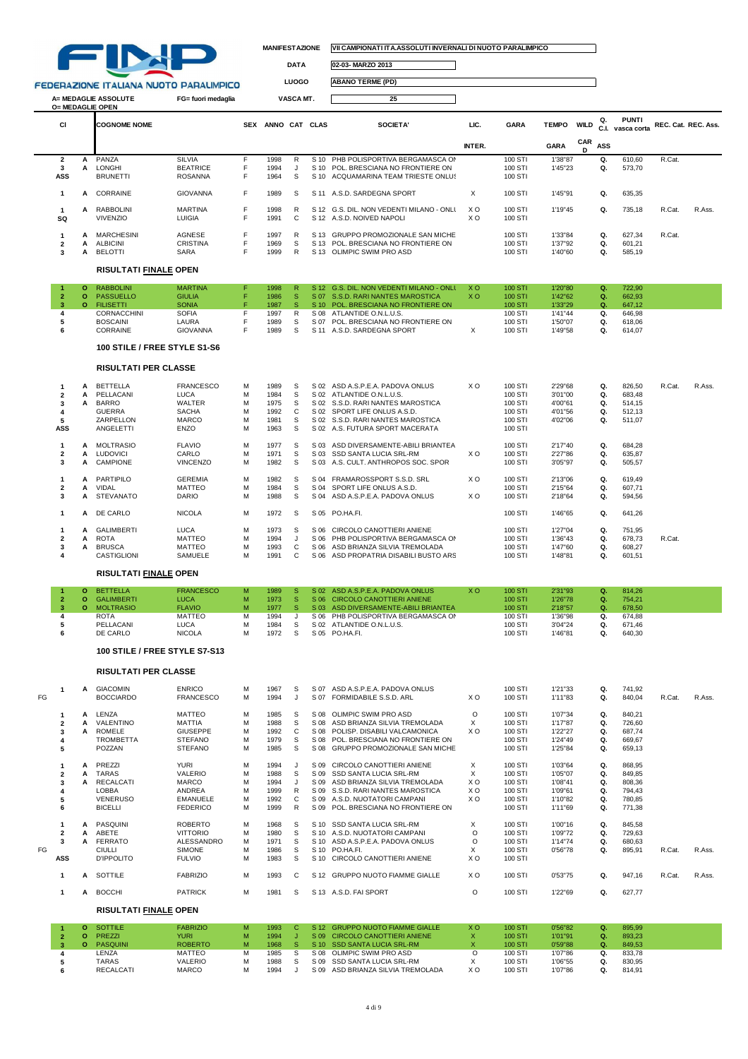FEDERAZIONE ITALIANA NUOTO PARALIMPICO

A= MEDAGLIE ASSOLUTE FG= fuori medaglia
O= MEDAGLIE OPEN

| MANIFESTAZIONE | VII CAMPIONATI ITA.ASSOLUTI INVERNALI DI NUOTO PARALIMPICO |
|---|---|
| DATA | 02-03- MARZO 2013 |
| LUOGO | ABANO TERME (PD) |
| VASCA MT. | 25 |

| | CI | | COGNOME NOME | | SEX | ANNO | CAT | CLAS | SOCIETA' | LIC. INTER. | GARA | TEMPO GARA | WILD CARD | Q. C.I. ASS | PUNTI vasca corta | REC. Cat. | REC. Ass. |
|---|---|---|---|---|---|---|---|---|---|---|---|---|---|---|---|---|---|
| | 2 | A | PANZA | SILVIA | F | 1998 | R | S 10 | PHB POLISPORTIVA BERGAMASCA ON | | 100 STI | 1'38"87 | | Q. | 610,60 | R.Cat. | |
| | 3 | A | LONGHI | BEATRICE | F | 1994 | J | S 10 | POL. BRESCIANA NO FRONTIERE ON | | 100 STI | 1'45"23 | | Q. | 573,70 | | |
| | ASS | | BRUNETTI | ROSANNA | F | 1964 | S | S 10 | ACQUAMARINA TEAM TRIESTE ONLUS | | 100 STI | | | | | | |
| | 1 | A | CORRAINE | GIOVANNA | F | 1989 | S | S 11 | A.S.D. SARDEGNA SPORT | X | 100 STI | 1'45"91 | | Q. | 635,35 | | |
| | 1 | A | RABBOLINI | MARTINA | F | 1998 | R | S 12 | G.S. DIL. NON VEDENTI MILANO - ONLU | X O | 100 STI | 1'19"45 | | Q. | 735,18 | R.Cat. | R.Ass. |
| | SQ | | VIVENZIO | LUIGIA | F | 1991 | C | S 12 | A.S.D. NOIVED NAPOLI | X O | 100 STI | | | | | | |
| | 1 | A | MARCHESINI | AGNESE | F | 1997 | R | S 13 | GRUPPO PROMOZIONALE SAN MICHE | | 100 STI | 1'33"84 | | Q. | 627,34 | R.Cat. | |
| | 2 | A | ALBICINI | CRISTINA | F | 1969 | S | S 13 | POL. BRESCIANA NO FRONTIERE ON | | 100 STI | 1'37"92 | | Q. | 601,21 | | |
| | 3 | A | BELOTTI | SARA | F | 1999 | R | S 13 | OLIMPIC SWIM PRO ASD | | 100 STI | 1'40"60 | | Q. | 585,19 | | |

### RISULTATI FINALE OPEN

| CI | | COGNOME | NOME | SEX | ANNO | CAT | CLAS | SOCIETA' | LIC. | GARA | TEMPO | Q. | PUNTI |
|---|---|---|---|---|---|---|---|---|---|---|---|---|---|
| 1 | O | RABBOLINI | MARTINA | F | 1998 | R | S 12 | G.S. DIL. NON VEDENTI MILANO - ONLU | X O | 100 STI | 1'20"80 | Q. | 722,90 |
| 2 | O | PASSUELLO | GIULIA | F | 1986 | S | S 07 | S.S.D. RARI NANTES MAROSTICA | X O | 100 STI | 1'42"62 | Q. | 662,93 |
| 3 | O | FILISETTI | SONIA | F | 1987 | S | S 10 | POL. BRESCIANA NO FRONTIERE ON | | 100 STI | 1'33"29 | Q. | 647,12 |
| 4 | | CORNACCHINI | SOFIA | F | 1997 | R | S 08 | ATLANTIDE O.N.L.U.S. | | 100 STI | 1'41"44 | Q. | 646,98 |
| 5 | | BOSCAINI | LAURA | F | 1989 | S | S 07 | POL. BRESCIANA NO FRONTIERE ON | | 100 STI | 1'50"07 | Q. | 618,06 |
| 6 | | CORRAINE | GIOVANNA | F | 1989 | S | S 11 | A.S.D. SARDEGNA SPORT | X | 100 STI | 1'49"58 | Q. | 614,07 |

## 100 STILE / FREE STYLE S1-S6

### RISULTATI PER CLASSE

| | CI | | COGNOME | NOME | SEX | ANNO | CAT | CLAS | SOCIETA' | LIC. | GARA | TEMPO | Q. | PUNTI | REC. Cat. | REC. Ass. |
|---|---|---|---|---|---|---|---|---|---|---|---|---|---|---|---|---|
| | 1 | A | BETTELLA | FRANCESCO | M | 1989 | S | S 02 | ASD A.S.P.E.A. PADOVA ONLUS | X O | 100 STI | 2'29"68 | Q. | 826,50 | R.Cat. | R.Ass. |
| | 2 | A | PELLACANI | LUCA | M | 1984 | S | S 02 | ATLANTIDE O.N.L.U.S. | | 100 STI | 3'01"00 | Q. | 683,48 | | |
| | 3 | A | BARRO | WALTER | M | 1975 | S | S 02 | S.S.D. RARI NANTES MAROSTICA | | 100 STI | 4'00"61 | Q. | 514,15 | | |
| | 4 | | GUERRA | SACHA | M | 1992 | C | S 02 | SPORT LIFE ONLUS A.S.D. | | 100 STI | 4'01"56 | Q. | 512,13 | | |
| | 5 | | ZARPELLON | MARCO | M | 1981 | S | S 02 | S.S.D. RARI NANTES MAROSTICA | | 100 STI | 4'02"06 | Q. | 511,07 | | |
| | ASS | | ANGELETTI | ENZO | M | 1963 | S | S 02 | A.S. FUTURA SPORT MACERATA | | 100 STI | | | | | |
| | 1 | A | MOLTRASIO | FLAVIO | M | 1977 | S | S 03 | ASD DIVERSAMENTE-ABILI BRIANTEA | | 100 STI | 2'17"40 | Q. | 684,28 | | |
| | 2 | A | LUDOVICI | CARLO | M | 1971 | S | S 03 | SSD SANTA LUCIA SRL-RM | X O | 100 STI | 2'27"86 | Q. | 635,87 | | |
| | 3 | A | CAMPIONE | VINCENZO | M | 1982 | S | S 03 | A.S. CULT. ANTHROPOS SOC. SPOR | | 100 STI | 3'05"97 | Q. | 505,57 | | |
| | 1 | A | PARTIPILO | GEREMIA | M | 1982 | S | S 04 | FRAMAROSSPORT S.S.D. SRL | X O | 100 STI | 2'13"06 | Q. | 619,49 | | |
| | 2 | A | VIDAL | MATTEO | M | 1984 | S | S 04 | SPORT LIFE ONLUS A.S.D. | | 100 STI | 2'15"64 | Q. | 607,71 | | |
| | 3 | A | STEVANATO | DARIO | M | 1988 | S | S 04 | ASD A.S.P.E.A. PADOVA ONLUS | X O | 100 STI | 2'18"64 | Q. | 594,56 | | |
| | 1 | A | DE CARLO | NICOLA | M | 1972 | S | S 05 | PO.HA.FI. | | 100 STI | 1'46"65 | Q. | 641,26 | | |
| | 1 | A | GALIMBERTI | LUCA | M | 1973 | S | S 06 | CIRCOLO CANOTTIERI ANIENE | | 100 STI | 1'27"04 | Q. | 751,95 | | |
| | 2 | A | ROTA | MATTEO | M | 1994 | J | S 06 | PHB POLISPORTIVA BERGAMASCA ON | | 100 STI | 1'36"43 | Q. | 678,73 | R.Cat. | |
| | 3 | A | BRUSCA | MATTEO | M | 1993 | C | S 06 | ASD BRIANZA SILVIA TREMOLADA | | 100 STI | 1'47"60 | Q. | 608,27 | | |
| | 4 | | CASTIGLIONI | SAMUELE | M | 1991 | C | S 06 | ASD PROPATRIA DISABILI BUSTO ARS | | 100 STI | 1'48"81 | Q. | 601,51 | | |

### RISULTATI FINALE OPEN

| CI | | COGNOME | NOME | SEX | ANNO | CAT | CLAS | SOCIETA' | LIC. | GARA | TEMPO | Q. | PUNTI |
|---|---|---|---|---|---|---|---|---|---|---|---|---|---|
| 1 | O | BETTELLA | FRANCESCO | M | 1989 | S | S 02 | ASD A.S.P.E.A. PADOVA ONLUS | X O | 100 STI | 2'31"93 | Q. | 814,26 |
| 2 | O | GALIMBERTI | LUCA | M | 1973 | S | S 06 | CIRCOLO CANOTTIERI ANIENE | | 100 STI | 1'26"78 | Q. | 754,21 |
| 3 | O | MOLTRASIO | FLAVIO | M | 1977 | S | S 03 | ASD DIVERSAMENTE-ABILI BRIANTEA | | 100 STI | 2'18"57 | Q. | 678,50 |
| 4 | | ROTA | MATTEO | M | 1994 | J | S 06 | PHB POLISPORTIVA BERGAMASCA ON | | 100 STI | 1'36"98 | Q. | 674,88 |
| 5 | | PELLACANI | LUCA | M | 1984 | S | S 02 | ATLANTIDE O.N.L.U.S. | | 100 STI | 3'04"24 | Q. | 671,46 |
| 6 | | DE CARLO | NICOLA | M | 1972 | S | S 05 | PO.HA.FI. | | 100 STI | 1'46"81 | Q. | 640,30 |

## 100 STILE / FREE STYLE S7-S13

### RISULTATI PER CLASSE

| | CI | | COGNOME | NOME | SEX | ANNO | CAT | CLAS | SOCIETA' | LIC. | GARA | TEMPO | Q. | PUNTI | REC. Cat. | REC. Ass. |
|---|---|---|---|---|---|---|---|---|---|---|---|---|---|---|---|---|
| | 1 | A | GIACOMIN | ENRICO | M | 1967 | S | S 07 | ASD A.S.P.E.A. PADOVA ONLUS | | 100 STI | 1'21"33 | Q. | 741,92 | | |
| FG | | | BOCCIARDO | FRANCESCO | M | 1994 | J | S 07 | FORMIDABILE S.S.D. ARL | X O | 100 STI | 1'11"83 | Q. | 840,04 | R.Cat. | R.Ass. |
| | 1 | A | LENZA | MATTEO | M | 1985 | S | S 08 | OLIMPIC SWIM PRO ASD | O | 100 STI | 1'07"34 | Q. | 840,21 | | |
| | 2 | A | VALENTINO | MATTIA | M | 1988 | S | S 08 | ASD BRIANZA SILVIA TREMOLADA | X | 100 STI | 1'17"87 | Q. | 726,60 | | |
| | 3 | A | ROMELE | GIUSEPPE | M | 1992 | C | S 08 | POLISP. DISABILI VALCAMONICA | X O | 100 STI | 1'22"27 | Q. | 687,74 | | |
| | 4 | | TROMBETTA | STEFANO | M | 1979 | S | S 08 | POL. BRESCIANA NO FRONTIERE ON | | 100 STI | 1'24"49 | Q. | 669,67 | | |
| | 5 | | POZZAN | STEFANO | M | 1985 | S | S 08 | GRUPPO PROMOZIONALE SAN MICHE | | 100 STI | 1'25"84 | Q. | 659,13 | | |
| | 1 | A | PREZZI | YURI | M | 1994 | J | S 09 | CIRCOLO CANOTTIERI ANIENE | X | 100 STI | 1'03"64 | Q. | 868,95 | | |
| | 2 | A | TARAS | VALERIO | M | 1988 | S | S 09 | SSD SANTA LUCIA SRL-RM | X | 100 STI | 1'05"07 | Q. | 849,85 | | |
| | 3 | A | RECALCATI | MARCO | M | 1994 | J | S 09 | ASD BRIANZA SILVIA TREMOLADA | X O | 100 STI | 1'08"41 | Q. | 808,36 | | |
| | 4 | | LOBBA | ANDREA | M | 1999 | R | S 09 | S.S.D. RARI NANTES MAROSTICA | X O | 100 STI | 1'09"61 | Q. | 794,43 | | |
| | 5 | | VENERUSO | EMANUELE | M | 1992 | C | S 09 | A.S.D. NUOTATORI CAMPANI | X O | 100 STI | 1'10"82 | Q. | 780,85 | | |
| | 6 | | BICELLI | FEDERICO | M | 1999 | R | S 09 | POL. BRESCIANA NO FRONTIERE ON | | 100 STI | 1'11"69 | Q. | 771,38 | | |
| | 1 | A | PASQUINI | ROBERTO | M | 1968 | S | S 10 | SSD SANTA LUCIA SRL-RM | X | 100 STI | 1'00"16 | Q. | 845,58 | | |
| | 2 | A | ABETE | VITTORIO | M | 1980 | S | S 10 | A.S.D. NUOTATORI CAMPANI | O | 100 STI | 1'09"72 | Q. | 729,63 | | |
| | 3 | A | FERRATO | ALESSANDRO | M | 1971 | S | S 10 | ASD A.S.P.E.A. PADOVA ONLUS | O | 100 STI | 1'14"74 | Q. | 680,63 | | |
| FG | | | CIULLI | SIMONE | M | 1986 | S | S 10 | PO.HA.FI. | X | 100 STI | 0'56"78 | Q. | 895,91 | R.Cat. | R.Ass. |
| | ASS | | D'IPPOLITO | FULVIO | M | 1983 | S | S 10 | CIRCOLO CANOTTIERI ANIENE | X O | 100 STI | | | | | |
| | 1 | A | SOTTILE | FABRIZIO | M | 1993 | C | S 12 | GRUPPO NUOTO FIAMME GIALLE | X O | 100 STI | 0'53"75 | Q. | 947,16 | R.Cat. | R.Ass. |
| | 1 | A | BOCCHI | PATRICK | M | 1981 | S | S 13 | A.S.D. FAI SPORT | O | 100 STI | 1'22"69 | Q. | 627,77 | | |

### RISULTATI FINALE OPEN

| CI | | COGNOME | NOME | SEX | ANNO | CAT | CLAS | SOCIETA' | LIC. | GARA | TEMPO | Q. | PUNTI |
|---|---|---|---|---|---|---|---|---|---|---|---|---|---|
| 1 | O | SOTTILE | FABRIZIO | M | 1993 | C | S 12 | GRUPPO NUOTO FIAMME GIALLE | X O | 100 STI | 0'56"82 | Q. | 895,99 |
| 2 | O | PREZZI | YURI | M | 1994 | J | S 09 | CIRCOLO CANOTTIERI ANIENE | X | 100 STI | 1'01"91 | Q. | 893,23 |
| 3 | O | PASQUINI | ROBERTO | M | 1968 | S | S 10 | SSD SANTA LUCIA SRL-RM | X | 100 STI | 0'59"88 | Q. | 849,53 |
| 4 | | LENZA | MATTEO | M | 1985 | S | S 08 | OLIMPIC SWIM PRO ASD | O | 100 STI | 1'07"86 | Q. | 833,78 |
| 5 | | TARAS | VALERIO | M | 1988 | S | S 09 | SSD SANTA LUCIA SRL-RM | X | 100 STI | 1'06"55 | Q. | 830,95 |
| 6 | | RECALCATI | MARCO | M | 1994 | J | S 09 | ASD BRIANZA SILVIA TREMOLADA | X O | 100 STI | 1'07"86 | Q. | 814,91 |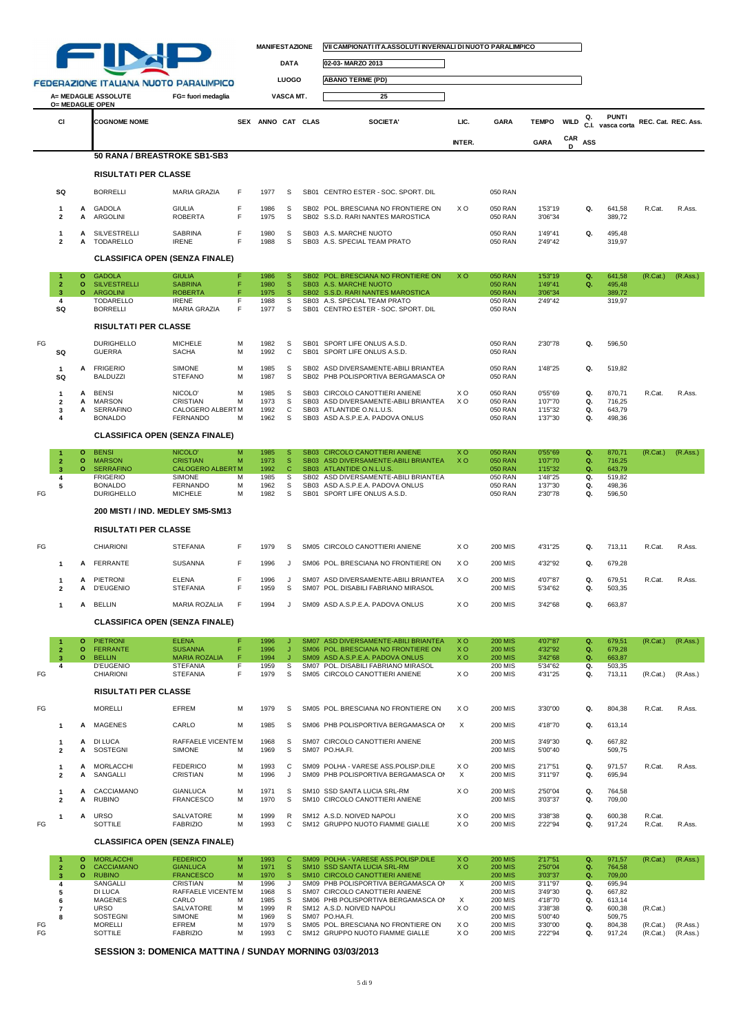FEDERAZIONE ITALIANA NUOTO PARALIMPICO

| | |
|---|---|
| MANIFESTAZIONE | VII CAMPIONATI ITA.ASSOLUTI INVERNALI DI NUOTO PARALIMPICO |
| DATA | 02-03- MARZO 2013 |
| LUOGO | ABANO TERME (PD) |
| VASCA MT. | 25 |

A= MEDAGLIE ASSOLUTE — FG= fuori medaglia — O= MEDAGLIE OPEN

## 50 RANA / BREASTROKE SB1-SB3

### RISULTATI PER CLASSE

| | CI | | COGNOME | NOME | SEX | ANNO | CAT | CLAS | SOCIETA' | LIC. INTER. | GARA | TEMPO GARA | WILD CARD | Q. C.I. ASS | PUNTI vasca corta | REC. Cat. | REC. Ass. |
|---|---|---|---|---|---|---|---|---|---|---|---|---|---|---|---|---|---|
| | SQ | | BORRELLI | MARIA GRAZIA | F | 1977 | S | SB01 | CENTRO ESTER - SOC. SPORT. DIL | | 050 RAN | | | | | | |
| | 1 | A | GADOLA | GIULIA | F | 1986 | S | SB02 | POL. BRESCIANA NO FRONTIERE ON | X O | 050 RAN | 1'53"19 | | Q. | 641,58 | R.Cat. | R.Ass. |
| | 2 | A | ARGOLINI | ROBERTA | F | 1975 | S | SB02 | S.S.D. RARI NANTES MAROSTICA | | 050 RAN | 3'06"34 | | | 389,72 | | |
| | 1 | A | SILVESTRELLI | SABRINA | F | 1980 | S | SB03 | A.S. MARCHE NUOTO | | 050 RAN | 1'49"41 | | Q. | 495,48 | | |
| | 2 | A | TODARELLO | IRENE | F | 1988 | S | SB03 | A.S. SPECIAL TEAM PRATO | | 050 RAN | 2'49"42 | | | 319,97 | | |

### CLASSIFICA OPEN (SENZA FINALE)

| | CI | | COGNOME | NOME | SEX | ANNO | CAT | CLAS | SOCIETA' | LIC. INTER. | GARA | TEMPO GARA | WILD CARD | Q. C.I. ASS | PUNTI vasca corta | REC. Cat. | REC. Ass. |
|---|---|---|---|---|---|---|---|---|---|---|---|---|---|---|---|---|---|
| | 1 | O | GADOLA | GIULIA | F | 1986 | S | SB02 | POL. BRESCIANA NO FRONTIERE ON | X O | 050 RAN | 1'53"19 | | Q. | 641,58 | (R.Cat.) | (R.Ass.) |
| | 2 | O | SILVESTRELLI | SABRINA | F | 1980 | S | SB03 | A.S. MARCHE NUOTO | | 050 RAN | 1'49"41 | | Q. | 495,48 | | |
| | 3 | O | ARGOLINI | ROBERTA | F | 1975 | S | SB02 | S.S.D. RARI NANTES MAROSTICA | | 050 RAN | 3'06"34 | | | 389,72 | | |
| | 4 | | TODARELLO | IRENE | F | 1988 | S | SB03 | A.S. SPECIAL TEAM PRATO | | 050 RAN | 2'49"42 | | | 319,97 | | |
| | SQ | | BORRELLI | MARIA GRAZIA | F | 1977 | S | SB01 | CENTRO ESTER - SOC. SPORT. DIL | | 050 RAN | | | | | | |

### RISULTATI PER CLASSE

| | CI | | COGNOME | NOME | SEX | ANNO | CAT | CLAS | SOCIETA' | LIC. INTER. | GARA | TEMPO GARA | WILD CARD | Q. C.I. ASS | PUNTI vasca corta | REC. Cat. | REC. Ass. |
|---|---|---|---|---|---|---|---|---|---|---|---|---|---|---|---|---|---|
| FG | | | DURIGHELLO | MICHELE | M | 1982 | S | SB01 | SPORT LIFE ONLUS A.S.D. | | 050 RAN | 2'30"78 | | Q. | 596,50 | | |
| | SQ | | GUERRA | SACHA | M | 1992 | C | SB01 | SPORT LIFE ONLUS A.S.D. | | 050 RAN | | | | | | |
| | 1 | A | FRIGERIO | SIMONE | M | 1985 | S | SB02 | ASD DIVERSAMENTE-ABILI BRIANTEA | | 050 RAN | 1'48"25 | | Q. | 519,82 | | |
| | SQ | | BALDUZZI | STEFANO | M | 1987 | S | SB02 | PHB POLISPORTIVA BERGAMASCA ON | | 050 RAN | | | | | | |
| | 1 | A | BENSI | NICOLO' | M | 1985 | S | SB03 | CIRCOLO CANOTTIERI ANIENE | X O | 050 RAN | 0'55"69 | | Q. | 870,71 | R.Cat. | R.Ass. |
| | 2 | A | MARSON | CRISTIAN | M | 1973 | S | SB03 | ASD DIVERSAMENTE-ABILI BRIANTEA | X O | 050 RAN | 1'07"70 | | Q. | 716,25 | | |
| | 3 | A | SERRAFINO | CALOGERO ALBERTO | M | 1992 | C | SB03 | ATLANTIDE O.N.L.U.S. | | 050 RAN | 1'15"32 | | Q. | 643,79 | | |
| | 4 | | BONALDO | FERNANDO | M | 1962 | S | SB03 | ASD A.S.P.E.A. PADOVA ONLUS | | 050 RAN | 1'37"30 | | Q. | 498,36 | | |

### CLASSIFICA OPEN (SENZA FINALE)

| | CI | | COGNOME | NOME | SEX | ANNO | CAT | CLAS | SOCIETA' | LIC. INTER. | GARA | TEMPO GARA | WILD CARD | Q. C.I. ASS | PUNTI vasca corta | REC. Cat. | REC. Ass. |
|---|---|---|---|---|---|---|---|---|---|---|---|---|---|---|---|---|---|
| | 1 | O | BENSI | NICOLO' | M | 1985 | S | SB03 | CIRCOLO CANOTTIERI ANIENE | X O | 050 RAN | 0'55"69 | | Q. | 870,71 | (R.Cat.) | (R.Ass.) |
| | 2 | O | MARSON | CRISTIAN | M | 1973 | S | SB03 | ASD DIVERSAMENTE-ABILI BRIANTEA | X O | 050 RAN | 1'07"70 | | Q. | 716,25 | | |
| | 3 | O | SERRAFINO | CALOGERO ALBERTO | M | 1992 | C | SB03 | ATLANTIDE O.N.L.U.S. | | 050 RAN | 1'15"32 | | Q. | 643,79 | | |
| | 4 | | FRIGERIO | SIMONE | M | 1985 | S | SB02 | ASD DIVERSAMENTE-ABILI BRIANTEA | | 050 RAN | 1'48"25 | | Q. | 519,82 | | |
| | 5 | | BONALDO | FERNANDO | M | 1962 | S | SB03 | ASD A.S.P.E.A. PADOVA ONLUS | | 050 RAN | 1'37"30 | | Q. | 498,36 | | |
| FG | | | DURIGHELLO | MICHELE | M | 1982 | S | SB01 | SPORT LIFE ONLUS A.S.D. | | 050 RAN | 2'30"78 | | Q. | 596,50 | | |

## 200 MISTI / IND. MEDLEY SM5-SM13

### RISULTATI PER CLASSE

| | CI | | COGNOME | NOME | SEX | ANNO | CAT | CLAS | SOCIETA' | LIC. INTER. | GARA | TEMPO GARA | WILD CARD | Q. C.I. ASS | PUNTI vasca corta | REC. Cat. | REC. Ass. |
|---|---|---|---|---|---|---|---|---|---|---|---|---|---|---|---|---|---|
| FG | | | CHIARIONI | STEFANIA | F | 1979 | S | SM05 | CIRCOLO CANOTTIERI ANIENE | X O | 200 MIS | 4'31"25 | | Q. | 713,11 | R.Cat. | R.Ass. |
| | 1 | A | FERRANTE | SUSANNA | F | 1996 | J | SM06 | POL. BRESCIANA NO FRONTIERE ON | X O | 200 MIS | 4'32"92 | | Q. | 679,28 | | |
| | 1 | A | PIETRONI | ELENA | F | 1996 | J | SM07 | ASD DIVERSAMENTE-ABILI BRIANTEA | X O | 200 MIS | 4'07"87 | | Q. | 679,51 | R.Cat. | R.Ass. |
| | 2 | A | D'EUGENIO | STEFANIA | F | 1959 | S | SM07 | POL. DISABILI FABRIANO MIRASOL | | 200 MIS | 5'34"62 | | Q. | 503,35 | | |
| | 1 | A | BELLIN | MARIA ROZALIA | F | 1994 | J | SM09 | ASD A.S.P.E.A. PADOVA ONLUS | X O | 200 MIS | 3'42"68 | | Q. | 663,87 | | |

### CLASSIFICA OPEN (SENZA FINALE)

| | CI | | COGNOME | NOME | SEX | ANNO | CAT | CLAS | SOCIETA' | LIC. INTER. | GARA | TEMPO GARA | WILD CARD | Q. C.I. ASS | PUNTI vasca corta | REC. Cat. | REC. Ass. |
|---|---|---|---|---|---|---|---|---|---|---|---|---|---|---|---|---|---|
| | 1 | O | PIETRONI | ELENA | F | 1996 | J | SM07 | ASD DIVERSAMENTE-ABILI BRIANTEA | X O | 200 MIS | 4'07"87 | | Q. | 679,51 | (R.Cat.) | (R.Ass.) |
| | 2 | O | FERRANTE | SUSANNA | F | 1996 | J | SM06 | POL. BRESCIANA NO FRONTIERE ON | X O | 200 MIS | 4'32"92 | | Q. | 679,28 | | |
| | 3 | O | BELLIN | MARIA ROZALIA | F | 1994 | J | SM09 | ASD A.S.P.E.A. PADOVA ONLUS | X O | 200 MIS | 3'42"68 | | Q. | 663,87 | | |
| | 4 | | D'EUGENIO | STEFANIA | F | 1959 | S | SM07 | POL. DISABILI FABRIANO MIRASOL | | 200 MIS | 5'34"62 | | Q. | 503,35 | | |
| FG | | | CHIARIONI | STEFANIA | F | 1979 | S | SM05 | CIRCOLO CANOTTIERI ANIENE | X O | 200 MIS | 4'31"25 | | Q. | 713,11 | (R.Cat.) | (R.Ass.) |

### RISULTATI PER CLASSE

| | CI | | COGNOME | NOME | SEX | ANNO | CAT | CLAS | SOCIETA' | LIC. INTER. | GARA | TEMPO GARA | WILD CARD | Q. C.I. ASS | PUNTI vasca corta | REC. Cat. | REC. Ass. |
|---|---|---|---|---|---|---|---|---|---|---|---|---|---|---|---|---|---|
| FG | | | MORELLI | EFREM | M | 1979 | S | SM05 | POL. BRESCIANA NO FRONTIERE ON | X O | 200 MIS | 3'30"00 | | Q. | 804,38 | R.Cat. | R.Ass. |
| | 1 | A | MAGENES | CARLO | M | 1985 | S | SM06 | PHB POLISPORTIVA BERGAMASCA ON | X | 200 MIS | 4'18"70 | | Q. | 613,14 | | |
| | 1 | A | DI LUCA | RAFFAELE VICENTE | M | 1968 | S | SM07 | CIRCOLO CANOTTIERI ANIENE | | 200 MIS | 3'49"30 | | Q. | 667,82 | | |
| | 2 | A | SOSTEGNI | SIMONE | M | 1969 | S | SM07 | PO.HA.FI. | | 200 MIS | 5'00"40 | | | 509,75 | | |
| | 1 | A | MORLACCHI | FEDERICO | M | 1993 | C | SM09 | POLHA - VARESE ASS.POLISP.DILE | X O | 200 MIS | 2'17"51 | | Q. | 971,57 | R.Cat. | R.Ass. |
| | 2 | A | SANGALLI | CRISTIAN | M | 1996 | J | SM09 | PHB POLISPORTIVA BERGAMASCA ON | X | 200 MIS | 3'11"97 | | Q. | 695,94 | | |
| | 1 | A | CACCIAMANO | GIANLUCA | M | 1971 | S | SM10 | SSD SANTA LUCIA SRL-RM | X O | 200 MIS | 2'50"04 | | Q. | 764,58 | | |
| | 2 | A | RUBINO | FRANCESCO | M | 1970 | S | SM10 | CIRCOLO CANOTTIERI ANIENE | | 200 MIS | 3'03"37 | | Q. | 709,00 | | |
| | 1 | A | URSO | SALVATORE | M | 1999 | R | SM12 | A.S.D. NOIVED NAPOLI | X O | 200 MIS | 3'38"38 | | Q. | 600,38 | R.Cat. | |
| FG | | | SOTTILE | FABRIZIO | M | 1993 | C | SM12 | GRUPPO NUOTO FIAMME GIALLE | X O | 200 MIS | 2'22"94 | | Q. | 917,24 | R.Cat. | R.Ass. |

### CLASSIFICA OPEN (SENZA FINALE)

| | CI | | COGNOME | NOME | SEX | ANNO | CAT | CLAS | SOCIETA' | LIC. INTER. | GARA | TEMPO GARA | WILD CARD | Q. C.I. ASS | PUNTI vasca corta | REC. Cat. | REC. Ass. |
|---|---|---|---|---|---|---|---|---|---|---|---|---|---|---|---|---|---|
| | 1 | O | MORLACCHI | FEDERICO | M | 1993 | C | SM09 | POLHA - VARESE ASS.POLISP.DILE | X O | 200 MIS | 2'17"51 | | Q. | 971,57 | (R.Cat.) | (R.Ass.) |
| | 2 | O | CACCIAMANO | GIANLUCA | M | 1971 | S | SM10 | SSD SANTA LUCIA SRL-RM | X O | 200 MIS | 2'50"04 | | Q. | 764,58 | | |
| | 3 | O | RUBINO | FRANCESCO | M | 1970 | S | SM10 | CIRCOLO CANOTTIERI ANIENE | | 200 MIS | 3'03"37 | | Q. | 709,00 | | |
| | 4 | | SANGALLI | CRISTIAN | M | 1996 | J | SM09 | PHB POLISPORTIVA BERGAMASCA ON | X | 200 MIS | 3'11"97 | | Q. | 695,94 | | |
| | 5 | | DI LUCA | RAFFAELE VICENTE | M | 1968 | S | SM07 | CIRCOLO CANOTTIERI ANIENE | | 200 MIS | 3'49"30 | | Q. | 667,82 | | |
| | 6 | | MAGENES | CARLO | M | 1985 | S | SM06 | PHB POLISPORTIVA BERGAMASCA ON | X | 200 MIS | 4'18"70 | | Q. | 613,14 | | |
| | 7 | | URSO | SALVATORE | M | 1999 | R | SM12 | A.S.D. NOIVED NAPOLI | X O | 200 MIS | 3'38"38 | | Q. | 600,38 | (R.Cat.) | |
| | 8 | | SOSTEGNI | SIMONE | M | 1969 | S | SM07 | PO.HA.FI. | | 200 MIS | 5'00"40 | | | 509,75 | | |
| FG | | | MORELLI | EFREM | M | 1979 | S | SM05 | POL. BRESCIANA NO FRONTIERE ON | X O | 200 MIS | 3'30"00 | | Q. | 804,38 | (R.Cat.) | (R.Ass.) |
| FG | | | SOTTILE | FABRIZIO | M | 1993 | C | SM12 | GRUPPO NUOTO FIAMME GIALLE | X O | 200 MIS | 2'22"94 | | Q. | 917,24 | (R.Cat.) | (R.Ass.) |

## SESSION 3: DOMENICA MATTINA / SUNDAY MORNING 03/03/2013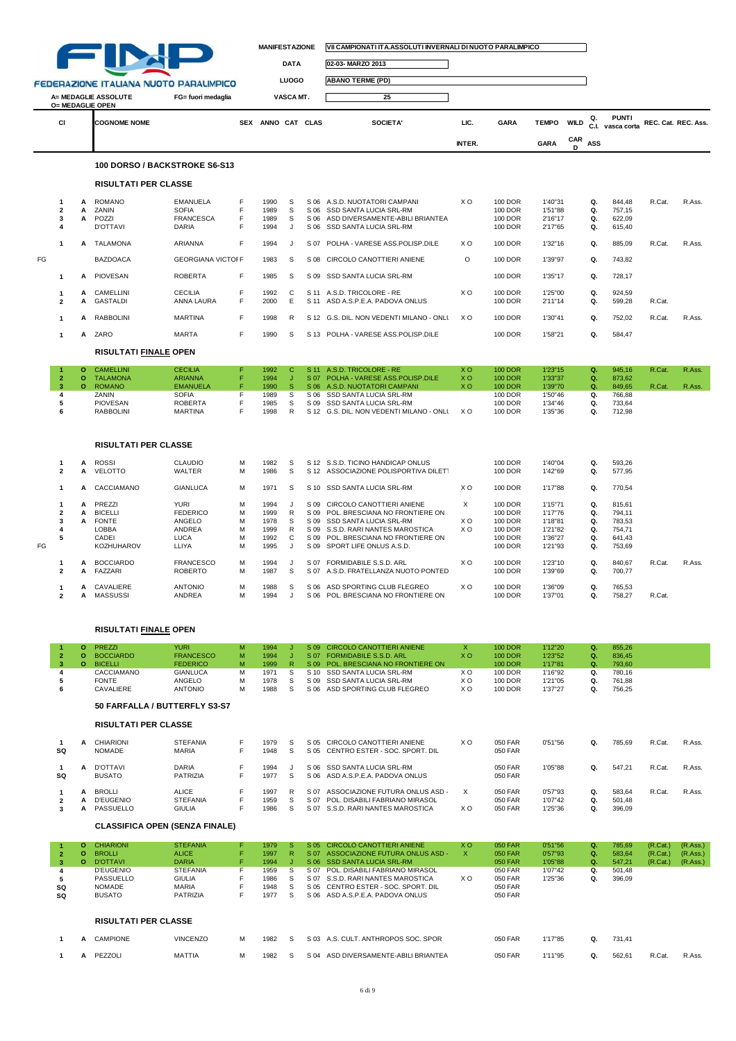FEDERAZIONE ITALIANA NUOTO PARALIMPICO

| MANIFESTAZIONE | VII CAMPIONATI ITA.ASSOLUTI INVERNALI DI NUOTO PARALIMPICO |
|---|---|
| DATA | 02-03- MARZO 2013 |
| LUOGO | ABANO TERME (PD) |
| VASCA MT. | 25 |

A= MEDAGLIE ASSOLUTE
O= MEDAGLIE OPEN
FG= fuori medaglia

## 100 DORSO / BACKSTROKE S6-S13

### RISULTATI PER CLASSE

| | Cl | | COGNOME NOME | | SEX | ANNO | CAT | CLAS | SOCIETA' | LIC. INTER. | GARA | TEMPO GARA | WILD CARD | Q. C.I. ASS | PUNTI vasca corta | REC. Cat. | REC. Ass. |
|---|---|---|---|---|---|---|---|---|---|---|---|---|---|---|---|---|---|
| | 1 | A | ROMANO | EMANUELA | F | 1990 | S | S 06 | A.S.D. NUOTATORI CAMPANI | X O | 100 DOR | 1'40"31 | | Q. | 844,48 | R.Cat. | R.Ass. |
| | 2 | A | ZANIN | SOFIA | F | 1989 | S | S 06 | SSD SANTA LUCIA SRL-RM | | 100 DOR | 1'51"88 | | Q. | 757,15 | | |
| | 3 | A | POZZI | FRANCESCA | F | 1989 | S | S 06 | ASD DIVERSAMENTE-ABILI BRIANTEA | | 100 DOR | 2'16"17 | | Q. | 622,09 | | |
| | 4 | | D'OTTAVI | DARIA | F | 1994 | J | S 06 | SSD SANTA LUCIA SRL-RM | | 100 DOR | 2'17"65 | | Q. | 615,40 | | |
| | 1 | A | TALAMONA | ARIANNA | F | 1994 | J | S 07 | POLHA - VARESE ASS.POLISP.DILE | X O | 100 DOR | 1'32"16 | | Q. | 885,09 | R.Cat. | R.Ass. |
| FG | | | BAZDOACA | GEORGIANA VICTOI | F | 1983 | S | S 08 | CIRCOLO CANOTTIERI ANIENE | O | 100 DOR | 1'39"97 | | Q. | 743,82 | | |
| | 1 | A | PIOVESAN | ROBERTA | F | 1985 | S | S 09 | SSD SANTA LUCIA SRL-RM | | 100 DOR | 1'35"17 | | Q. | 728,17 | | |
| | 1 | A | CAMELLINI | CECILIA | F | 1992 | C | S 11 | A.S.D. TRICOLORE - RE | X O | 100 DOR | 1'25"00 | | Q. | 924,59 | | |
| | 2 | A | GASTALDI | ANNA LAURA | F | 2000 | E | S 11 | ASD A.S.P.E.A. PADOVA ONLUS | | 100 DOR | 2'11"14 | | Q. | 599,28 | R.Cat. | |
| | 1 | A | RABBOLINI | MARTINA | F | 1998 | R | S 12 | G.S. DIL. NON VEDENTI MILANO - ONL | X O | 100 DOR | 1'30"41 | | Q. | 752,02 | R.Cat. | R.Ass. |
| | 1 | A | ZARO | MARTA | F | 1990 | S | S 13 | POLHA - VARESE ASS.POLISP.DILE | | 100 DOR | 1'58"21 | | Q. | 584,47 | | |

### RISULTATI FINALE OPEN

| Cl | | COGNOME NOME | | SEX | ANNO | CAT | CLAS | SOCIETA' | LIC. INTER. | GARA | TEMPO GARA | Q. | PUNTI | REC. Cat. | REC. Ass. |
|---|---|---|---|---|---|---|---|---|---|---|---|---|---|---|---|
| 1 | O | CAMELLINI | CECILIA | F | 1992 | C | S 11 | A.S.D. TRICOLORE - RE | X O | 100 DOR | 1'23"15 | Q. | 945,16 | R.Cat. | R.Ass. |
| 2 | O | TALAMONA | ARIANNA | F | 1994 | J | S 07 | POLHA - VARESE ASS.POLISP.DILE | X O | 100 DOR | 1'33"37 | Q. | 873,62 | | |
| 3 | O | ROMANO | EMANUELA | F | 1990 | S | S 06 | A.S.D. NUOTATORI CAMPANI | X O | 100 DOR | 1'39"70 | Q. | 849,65 | R.Cat. | R.Ass. |
| 4 | | ZANIN | SOFIA | F | 1989 | S | S 06 | SSD SANTA LUCIA SRL-RM | | 100 DOR | 1'50"46 | Q. | 766,88 | | |
| 5 | | PIOVESAN | ROBERTA | F | 1985 | S | S 09 | SSD SANTA LUCIA SRL-RM | | 100 DOR | 1'34"46 | Q. | 733,64 | | |
| 6 | | RABBOLINI | MARTINA | F | 1998 | R | S 12 | G.S. DIL. NON VEDENTI MILANO - ONL | X O | 100 DOR | 1'35"36 | Q. | 712,98 | | |

### RISULTATI PER CLASSE

| | Cl | | COGNOME NOME | | SEX | ANNO | CAT | CLAS | SOCIETA' | LIC. INTER. | GARA | TEMPO GARA | Q. | PUNTI | REC. Cat. | REC. Ass. |
|---|---|---|---|---|---|---|---|---|---|---|---|---|---|---|---|---|
| | 1 | A | ROSSI | CLAUDIO | M | 1982 | S | S 12 | S.S.D. TICINO HANDICAP ONLUS | | 100 DOR | 1'40"04 | Q. | 593,26 | | |
| | 2 | A | VELOTTO | WALTER | M | 1986 | S | S 12 | ASSOCIAZIONE POLISPORTIVA DILETT | | 100 DOR | 1'42"69 | Q. | 577,95 | | |
| | 1 | A | CACCIAMANO | GIANLUCA | M | 1971 | S | S 10 | SSD SANTA LUCIA SRL-RM | X O | 100 DOR | 1'17"88 | Q. | 770,54 | | |
| | 1 | A | PREZZI | YURI | M | 1994 | J | S 09 | CIRCOLO CANOTTIERI ANIENE | X | 100 DOR | 1'15"71 | Q. | 815,61 | | |
| | 2 | A | BICELLI | FEDERICO | M | 1999 | R | S 09 | POL. BRESCIANA NO FRONTIERE ON | | 100 DOR | 1'17"76 | Q. | 794,11 | | |
| | 3 | A | FONTE | ANGELO | M | 1978 | S | S 09 | SSD SANTA LUCIA SRL-RM | X O | 100 DOR | 1'18"81 | Q. | 783,53 | | |
| | 4 | | LOBBA | ANDREA | M | 1999 | R | S 09 | S.S.D. RARI NANTES MAROSTICA | X O | 100 DOR | 1'21"82 | Q. | 754,71 | | |
| | 5 | | CADEI | LUCA | M | 1992 | C | S 09 | POL. BRESCIANA NO FRONTIERE ON | | 100 DOR | 1'36"27 | Q. | 641,43 | | |
| FG | | | KOZHUHAROV | LLIYA | M | 1995 | J | S 09 | SPORT LIFE ONLUS A.S.D. | | 100 DOR | 1'21"93 | Q. | 753,69 | | |
| | 1 | A | BOCCIARDO | FRANCESCO | M | 1994 | J | S 07 | FORMIDABILE S.S.D. ARL | X O | 100 DOR | 1'23"10 | Q. | 840,67 | R.Cat. | R.Ass. |
| | 2 | A | FAZZARI | ROBERTO | M | 1987 | S | S 07 | A.S.D. FRATELLANZA NUOTO PONTED | | 100 DOR | 1'39"69 | Q. | 700,77 | | |
| | 1 | A | CAVALIERE | ANTONIO | M | 1988 | S | S 06 | ASD SPORTING CLUB FLEGREO | X O | 100 DOR | 1'36"09 | Q. | 765,53 | | |
| | 2 | A | MASSUSSI | ANDREA | M | 1994 | J | S 06 | POL. BRESCIANA NO FRONTIERE ON | | 100 DOR | 1'37"01 | Q. | 758,27 | R.Cat. | |

### RISULTATI FINALE OPEN

| Cl | | COGNOME NOME | | SEX | ANNO | CAT | CLAS | SOCIETA' | LIC. INTER. | GARA | TEMPO GARA | Q. | PUNTI |
|---|---|---|---|---|---|---|---|---|---|---|---|---|---|
| 1 | O | PREZZI | YURI | M | 1994 | J | S 09 | CIRCOLO CANOTTIERI ANIENE | X | 100 DOR | 1'12"20 | Q. | 855,26 |
| 2 | O | BOCCIARDO | FRANCESCO | M | 1994 | J | S 07 | FORMIDABILE S.S.D. ARL | X O | 100 DOR | 1'23"52 | Q. | 836,45 |
| 3 | O | BICELLI | FEDERICO | M | 1999 | R | S 09 | POL. BRESCIANA NO FRONTIERE ON | | 100 DOR | 1'17"81 | Q. | 793,60 |
| 4 | | CACCIAMANO | GIANLUCA | M | 1971 | S | S 10 | SSD SANTA LUCIA SRL-RM | X O | 100 DOR | 1'16"92 | Q. | 780,16 |
| 5 | | FONTE | ANGELO | M | 1978 | S | S 09 | SSD SANTA LUCIA SRL-RM | X O | 100 DOR | 1'21"05 | Q. | 761,88 |
| 6 | | CAVALIERE | ANTONIO | M | 1988 | S | S 06 | ASD SPORTING CLUB FLEGREO | X O | 100 DOR | 1'37"27 | Q. | 756,25 |

## 50 FARFALLA / BUTTERFLY S3-S7

### RISULTATI PER CLASSE

| Cl | | COGNOME NOME | | SEX | ANNO | CAT | CLAS | SOCIETA' | LIC. INTER. | GARA | TEMPO GARA | Q. | PUNTI | REC. Cat. | REC. Ass. |
|---|---|---|---|---|---|---|---|---|---|---|---|---|---|---|---|
| 1 | A | CHIARIONI | STEFANIA | F | 1979 | S | S 05 | CIRCOLO CANOTTIERI ANIENE | X O | 050 FAR | 0'51"56 | Q. | 785,69 | R.Cat. | R.Ass. |
| SQ | | NOMADE | MARIA | F | 1948 | S | S 05 | CENTRO ESTER - SOC. SPORT. DIL | | 050 FAR | | | | | |
| 1 | A | D'OTTAVI | DARIA | F | 1994 | J | S 06 | SSD SANTA LUCIA SRL-RM | | 050 FAR | 1'05"88 | Q. | 547,21 | R.Cat. | R.Ass. |
| SQ | | BUSATO | PATRIZIA | F | 1977 | S | S 06 | ASD A.S.P.E.A. PADOVA ONLUS | | 050 FAR | | | | | |
| 1 | A | BROLLI | ALICE | F | 1997 | R | S 07 | ASSOCIAZIONE FUTURA ONLUS ASD - | X | 050 FAR | 0'57"93 | Q. | 583,64 | R.Cat. | R.Ass. |
| 2 | A | D'EUGENIO | STEFANIA | F | 1959 | S | S 07 | POL. DISABILI FABRIANO MIRASOL | | 050 FAR | 1'07"42 | Q. | 501,48 | | |
| 3 | A | PASSUELLO | GIULIA | F | 1986 | S | S 07 | S.S.D. RARI NANTES MAROSTICA | X O | 050 FAR | 1'25"36 | Q. | 396,09 | | |

### CLASSIFICA OPEN (SENZA FINALE)

| Cl | | COGNOME NOME | | SEX | ANNO | CAT | CLAS | SOCIETA' | LIC. INTER. | GARA | TEMPO GARA | Q. | PUNTI | REC. Cat. | REC. Ass. |
|---|---|---|---|---|---|---|---|---|---|---|---|---|---|---|---|
| 1 | O | CHIARIONI | STEFANIA | F | 1979 | S | S 05 | CIRCOLO CANOTTIERI ANIENE | X O | 050 FAR | 0'51"56 | Q. | 785,69 | (R.Cat.) | (R.Ass.) |
| 2 | O | BROLLI | ALICE | F | 1997 | R | S 07 | ASSOCIAZIONE FUTURA ONLUS ASD - | X | 050 FAR | 0'57"93 | Q. | 583,64 | (R.Cat.) | (R.Ass.) |
| 3 | O | D'OTTAVI | DARIA | F | 1994 | J | S 06 | SSD SANTA LUCIA SRL-RM | | 050 FAR | 1'05"88 | Q. | 547,21 | (R.Cat.) | (R.Ass.) |
| 4 | | D'EUGENIO | STEFANIA | F | 1959 | S | S 07 | POL. DISABILI FABRIANO MIRASOL | | 050 FAR | 1'07"42 | Q. | 501,48 | | |
| 5 | | PASSUELLO | GIULIA | F | 1986 | S | S 07 | S.S.D. RARI NANTES MAROSTICA | X O | 050 FAR | 1'25"36 | Q. | 396,09 | | |
| SQ | | NOMADE | MARIA | F | 1948 | S | S 05 | CENTRO ESTER - SOC. SPORT. DIL | | 050 FAR | | | | | |
| SQ | | BUSATO | PATRIZIA | F | 1977 | S | S 06 | ASD A.S.P.E.A. PADOVA ONLUS | | 050 FAR | | | | | |

### RISULTATI PER CLASSE

| Cl | | COGNOME NOME | | SEX | ANNO | CAT | CLAS | SOCIETA' | LIC. INTER. | GARA | TEMPO GARA | Q. | PUNTI | REC. Cat. | REC. Ass. |
|---|---|---|---|---|---|---|---|---|---|---|---|---|---|---|---|
| 1 | A | CAMPIONE | VINCENZO | M | 1982 | S | S 03 | A.S. CULT. ANTHROPOS SOC. SPOR | | 050 FAR | 1'17"85 | Q. | 731,41 | | |
| 1 | A | PEZZOLI | MATTIA | M | 1982 | S | S 04 | ASD DIVERSAMENTE-ABILI BRIANTEA | | 050 FAR | 1'11"95 | Q. | 562,61 | R.Cat. | R.Ass. |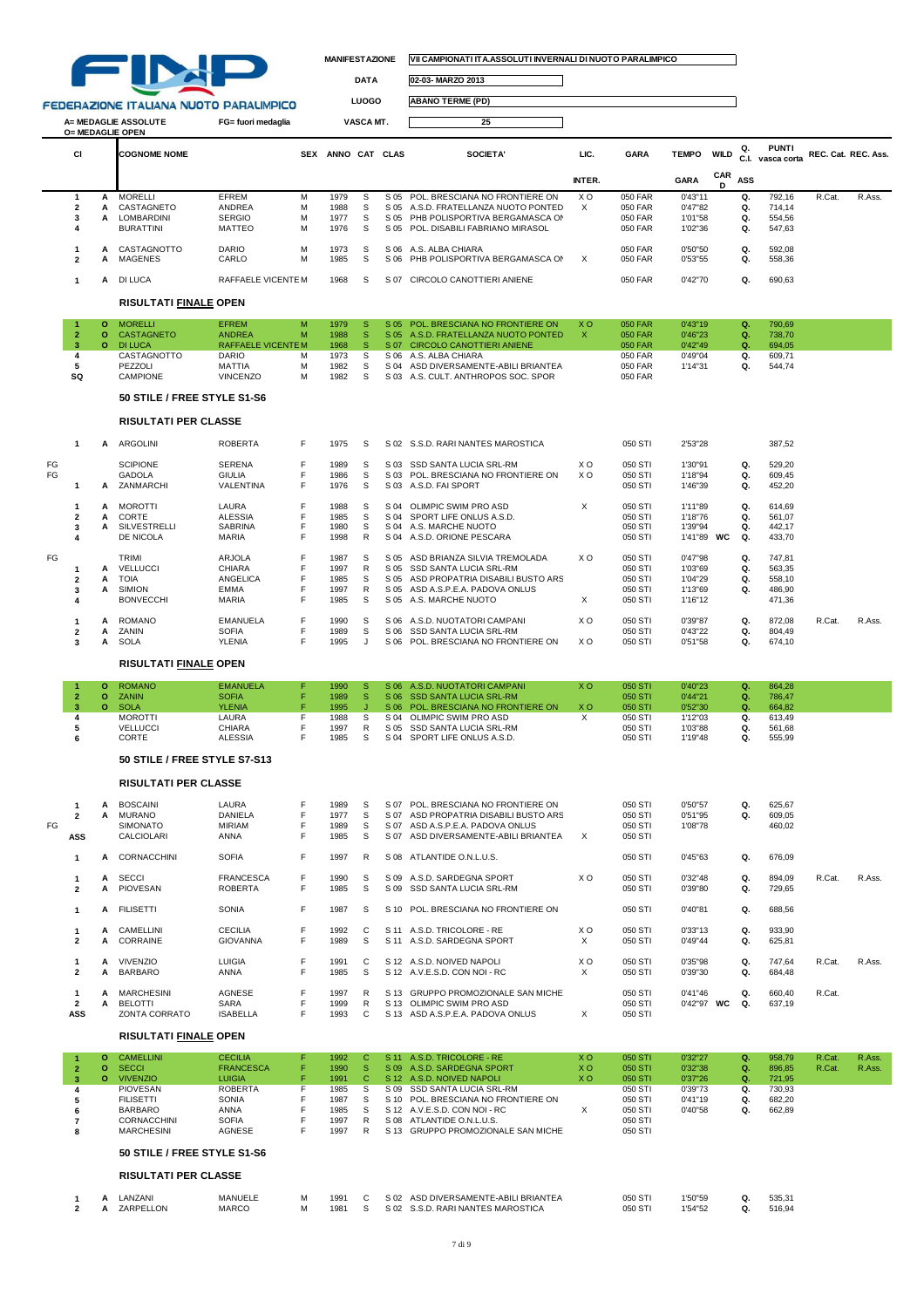**FINP**
FEDERAZIONE ITALIANA NUOTO PARALIMPICO

| | |
|---|---|
| MANIFESTAZIONE | VII CAMPIONATI ITA.ASSOLUTI INVERNALI DI NUOTO PARALIMPICO |
| DATA | 02-03- MARZO 2013 |
| LUOGO | ABANO TERME (PD) |
| VASCA MT. | 25 |

A= MEDAGLIE ASSOLUTE
O= MEDAGLIE OPEN
FG= fuori medaglia

| | Cl | | COGNOME NOME | | SEX | ANNO | CAT | CLAS | SOCIETA' | LIC. INTER. | GARA | TEMPO GARA | WILD CARD | Q. C.I. ASS | PUNTI vasca corta | REC. Cat. | REC. Ass. |
|---|---|---|---|---|---|---|---|---|---|---|---|---|---|---|---|---|---|
| | 1 | A | MORELLI | EFREM | M | 1979 | S | S 05 | POL. BRESCIANA NO FRONTIERE ON | X O | 050 FAR | 0'43"11 | | Q. | 792,16 | R.Cat. | R.Ass. |
| | 2 | A | CASTAGNETO | ANDREA | M | 1988 | S | S 05 | A.S.D. FRATELLANZA NUOTO PONTED | X | 050 FAR | 0'47"82 | | Q. | 714,14 | | |
| | 3 | A | LOMBARDINI | SERGIO | M | 1977 | S | S 05 | PHB POLISPORTIVA BERGAMASCA ON | | 050 FAR | 1'01"58 | | Q. | 554,56 | | |
| | 4 | | BURATTINI | MATTEO | M | 1976 | S | S 05 | POL. DISABILI FABRIANO MIRASOL | | 050 FAR | 1'02"36 | | Q. | 547,63 | | |
| | 1 | A | CASTAGNOTTO | DARIO | M | 1973 | S | S 06 | A.S. ALBA CHIARA | | 050 FAR | 0'50"50 | | Q. | 592,08 | | |
| | 2 | A | MAGENES | CARLO | M | 1985 | S | S 06 | PHB POLISPORTIVA BERGAMASCA ON | X | 050 FAR | 0'53"55 | | Q. | 558,36 | | |
| | 1 | A | DI LUCA | RAFFAELE VICENTE | M | 1968 | S | S 07 | CIRCOLO CANOTTIERI ANIENE | | 050 FAR | 0'42"70 | | Q. | 690,63 | | |

### RISULTATI FINALE OPEN

| Cl | | COGNOME | NOME | SEX | ANNO | CAT | CLAS | SOCIETA' | LIC. | GARA | TEMPO | WILD | Q. | PUNTI | REC. Cat. | REC. Ass. |
|---|---|---|---|---|---|---|---|---|---|---|---|---|---|---|---|---|
| 1 | O | MORELLI | EFREM | M | 1979 | S | S 05 | POL. BRESCIANA NO FRONTIERE ON | X O | 050 FAR | 0'43"19 | | Q. | 790,69 | | |
| 2 | O | CASTAGNETO | ANDREA | M | 1988 | S | S 05 | A.S.D. FRATELLANZA NUOTO PONTED | X | 050 FAR | 0'46"23 | | Q. | 738,70 | | |
| 3 | O | DI LUCA | RAFFAELE VICENTE | M | 1968 | S | S 07 | CIRCOLO CANOTTIERI ANIENE | | 050 FAR | 0'42"49 | | Q. | 694,05 | | |
| 4 | | CASTAGNOTTO | DARIO | M | 1973 | S | S 06 | A.S. ALBA CHIARA | | 050 FAR | 0'49"04 | | Q. | 609,71 | | |
| 5 | | PEZZOLI | MATTIA | M | 1982 | S | S 04 | ASD DIVERSAMENTE-ABILI BRIANTEA | | 050 FAR | 1'14"31 | | Q. | 544,74 | | |
| SQ | | CAMPIONE | VINCENZO | M | 1982 | S | S 03 | A.S. CULT. ANTHROPOS SOC. SPOR | | 050 FAR | | | | | | |

### 50 STILE / FREE STYLE S1-S6

### RISULTATI PER CLASSE

| | Cl | | COGNOME | NOME | SEX | ANNO | CAT | CLAS | SOCIETA' | LIC. | GARA | TEMPO | WILD | Q. | PUNTI | REC. Cat. | REC. Ass. |
|---|---|---|---|---|---|---|---|---|---|---|---|---|---|---|---|---|---|
| | 1 | A | ARGOLINI | ROBERTA | F | 1975 | S | S 02 | S.S.D. RARI NANTES MAROSTICA | | 050 STI | 2'53"28 | | | 387,52 | | |
| FG | | | SCIPIONE | SERENA | F | 1989 | S | S 03 | SSD SANTA LUCIA SRL-RM | X O | 050 STI | 1'30"91 | | Q. | 529,20 | | |
| FG | | | GADOLA | GIULIA | F | 1986 | S | S 03 | POL. BRESCIANA NO FRONTIERE ON | X O | 050 STI | 1'18"94 | | Q. | 609,45 | | |
| | 1 | A | ZANMARCHI | VALENTINA | F | 1976 | S | S 03 | A.S.D. FAI SPORT | | 050 STI | 1'46"39 | | Q. | 452,20 | | |
| | 1 | A | MOROTTI | LAURA | F | 1988 | S | S 04 | OLIMPIC SWIM PRO ASD | X | 050 STI | 1'11"89 | | Q. | 614,69 | | |
| | 2 | A | CORTE | ALESSIA | F | 1985 | S | S 04 | SPORT LIFE ONLUS A.S.D. | | 050 STI | 1'18"76 | | Q. | 561,07 | | |
| | 3 | A | SILVESTRELLI | SABRINA | F | 1980 | S | S 04 | A.S. MARCHE NUOTO | | 050 STI | 1'39"94 | | Q. | 442,17 | | |
| | 4 | | DE NICOLA | MARIA | F | 1998 | R | S 04 | A.S.D. ORIONE PESCARA | | 050 STI | 1'41"89 | WC | Q. | 433,70 | | |
| FG | | | TRIMI | ARJOLA | F | 1987 | S | S 05 | ASD BRIANZA SILVIA TREMOLADA | X O | 050 STI | 0'47"98 | | Q. | 747,81 | | |
| | 1 | A | VELLUCCI | CHIARA | F | 1997 | R | S 05 | SSD SANTA LUCIA SRL-RM | | 050 STI | 1'03"69 | | Q. | 563,35 | | |
| | 2 | A | TOIA | ANGELICA | F | 1985 | S | S 05 | ASD PROPATRIA DISABILI BUSTO ARS | | 050 STI | 1'04"29 | | Q. | 558,10 | | |
| | 3 | A | SIMION | EMMA | F | 1997 | R | S 05 | ASD A.S.P.E.A. PADOVA ONLUS | | 050 STI | 1'13"69 | | Q. | 486,90 | | |
| | 4 | | BONVECCHI | MARIA | F | 1985 | S | S 05 | A.S. MARCHE NUOTO | X | 050 STI | 1'16"12 | | | 471,36 | | |
| | 1 | A | ROMANO | EMANUELA | F | 1990 | S | S 06 | A.S.D. NUOTATORI CAMPANI | X O | 050 STI | 0'39"87 | | Q. | 872,08 | R.Cat. | R.Ass. |
| | 2 | A | ZANIN | SOFIA | F | 1989 | S | S 06 | SSD SANTA LUCIA SRL-RM | | 050 STI | 0'43"22 | | Q. | 804,49 | | |
| | 3 | A | SOLA | YLENIA | F | 1995 | J | S 06 | POL. BRESCIANA NO FRONTIERE ON | X O | 050 STI | 0'51"58 | | Q. | 674,10 | | |

### RISULTATI FINALE OPEN

| Cl | | COGNOME | NOME | SEX | ANNO | CAT | CLAS | SOCIETA' | LIC. | GARA | TEMPO | WILD | Q. | PUNTI | REC. Cat. | REC. Ass. |
|---|---|---|---|---|---|---|---|---|---|---|---|---|---|---|---|---|
| 1 | O | ROMANO | EMANUELA | F | 1990 | S | S 06 | A.S.D. NUOTATORI CAMPANI | X O | 050 STI | 0'40"23 | | Q. | 864,28 | | |
| 2 | O | ZANIN | SOFIA | F | 1989 | S | S 06 | SSD SANTA LUCIA SRL-RM | | 050 STI | 0'44"21 | | Q. | 786,47 | | |
| 3 | O | SOLA | YLENIA | F | 1995 | J | S 06 | POL. BRESCIANA NO FRONTIERE ON | X O | 050 STI | 0'52"30 | | Q. | 664,82 | | |
| 4 | | MOROTTI | LAURA | F | 1988 | S | S 04 | OLIMPIC SWIM PRO ASD | X | 050 STI | 1'12"03 | | Q. | 613,49 | | |
| 5 | | VELLUCCI | CHIARA | F | 1997 | R | S 05 | SSD SANTA LUCIA SRL-RM | | 050 STI | 1'03"88 | | Q. | 561,68 | | |
| 6 | | CORTE | ALESSIA | F | 1985 | S | S 04 | SPORT LIFE ONLUS A.S.D. | | 050 STI | 1'19"48 | | Q. | 555,99 | | |

### 50 STILE / FREE STYLE S7-S13

### RISULTATI PER CLASSE

| | Cl | | COGNOME | NOME | SEX | ANNO | CAT | CLAS | SOCIETA' | LIC. | GARA | TEMPO | WILD | Q. | PUNTI | REC. Cat. | REC. Ass. |
|---|---|---|---|---|---|---|---|---|---|---|---|---|---|---|---|---|---|
| | 1 | A | BOSCAINI | LAURA | F | 1989 | S | S 07 | POL. BRESCIANA NO FRONTIERE ON | | 050 STI | 0'50"57 | | Q. | 625,67 | | |
| | 2 | A | MURANO | DANIELA | F | 1977 | S | S 07 | ASD PROPATRIA DISABILI BUSTO ARS | | 050 STI | 0'51"95 | | Q. | 609,05 | | |
| FG | | | SIMONATO | MIRIAM | F | 1989 | S | S 07 | ASD A.S.P.E.A. PADOVA ONLUS | | 050 STI | 1'08"78 | | | 460,02 | | |
| | ASS | | CALCIOLARI | ANNA | F | 1985 | S | S 07 | ASD DIVERSAMENTE-ABILI BRIANTEA | X | 050 STI | | | | | | |
| | 1 | A | CORNACCHINI | SOFIA | F | 1997 | R | S 08 | ATLANTIDE O.N.L.U.S. | | 050 STI | 0'45"63 | | Q. | 676,09 | | |
| | 1 | A | SECCI | FRANCESCA | F | 1990 | S | S 09 | A.S.D. SARDEGNA SPORT | X O | 050 STI | 0'32"48 | | Q. | 894,09 | R.Cat. | R.Ass. |
| | 2 | A | PIOVESAN | ROBERTA | F | 1985 | S | S 09 | SSD SANTA LUCIA SRL-RM | | 050 STI | 0'39"80 | | Q. | 729,65 | | |
| | 1 | A | FILISETTI | SONIA | F | 1987 | S | S 10 | POL. BRESCIANA NO FRONTIERE ON | | 050 STI | 0'40"81 | | Q. | 688,56 | | |
| | 1 | A | CAMELLINI | CECILIA | F | 1992 | C | S 11 | A.S.D. TRICOLORE - RE | X O | 050 STI | 0'33"13 | | Q. | 933,90 | | |
| | 2 | A | CORRAINE | GIOVANNA | F | 1989 | S | S 11 | A.S.D. SARDEGNA SPORT | X | 050 STI | 0'49"44 | | Q. | 625,81 | | |
| | 1 | A | VIVENZIO | LUIGIA | F | 1991 | C | S 12 | A.S.D. NOIVED NAPOLI | X O | 050 STI | 0'35"98 | | Q. | 747,64 | R.Cat. | R.Ass. |
| | 2 | A | BARBARO | ANNA | F | 1985 | S | S 12 | A.V.E.S.D. CON NOI - RC | X | 050 STI | 0'39"30 | | Q. | 684,48 | | |
| | 1 | A | MARCHESINI | AGNESE | F | 1997 | R | S 13 | GRUPPO PROMOZIONALE SAN MICHE | | 050 STI | 0'41"46 | | Q. | 660,40 | R.Cat. | |
| | 2 | A | BELOTTI | SARA | F | 1999 | R | S 13 | OLIMPIC SWIM PRO ASD | | 050 STI | 0'42"97 | WC | Q. | 637,19 | | |
| | ASS | | ZONTA CORRATO | ISABELLA | F | 1993 | C | S 13 | ASD A.S.P.E.A. PADOVA ONLUS | X | 050 STI | | | | | | |

### RISULTATI FINALE OPEN

| Cl | | COGNOME | NOME | SEX | ANNO | CAT | CLAS | SOCIETA' | LIC. | GARA | TEMPO | WILD | Q. | PUNTI | REC. Cat. | REC. Ass. |
|---|---|---|---|---|---|---|---|---|---|---|---|---|---|---|---|---|
| 1 | O | CAMELLINI | CECILIA | F | 1992 | C | S 11 | A.S.D. TRICOLORE - RE | X O | 050 STI | 0'32"27 | | Q. | 958,79 | R.Cat. | R.Ass. |
| 2 | O | SECCI | FRANCESCA | F | 1990 | S | S 09 | A.S.D. SARDEGNA SPORT | X O | 050 STI | 0'32"38 | | Q. | 896,85 | R.Cat. | R.Ass. |
| 3 | O | VIVENZIO | LUIGIA | F | 1991 | C | S 12 | A.S.D. NOIVED NAPOLI | X O | 050 STI | 0'37"26 | | Q. | 721,95 | | |
| 4 | | PIOVESAN | ROBERTA | F | 1985 | S | S 09 | SSD SANTA LUCIA SRL-RM | | 050 STI | 0'39"73 | | Q. | 730,93 | | |
| 5 | | FILISETTI | SONIA | F | 1987 | S | S 10 | POL. BRESCIANA NO FRONTIERE ON | | 050 STI | 0'41"19 | | Q. | 682,20 | | |
| 6 | | BARBARO | ANNA | F | 1985 | S | S 12 | A.V.E.S.D. CON NOI - RC | X | 050 STI | 0'40"58 | | Q. | 662,89 | | |
| 7 | | CORNACCHINI | SOFIA | F | 1997 | R | S 08 | ATLANTIDE O.N.L.U.S. | | 050 STI | | | | | | |
| 8 | | MARCHESINI | AGNESE | F | 1997 | R | S 13 | GRUPPO PROMOZIONALE SAN MICHE | | 050 STI | | | | | | |

### 50 STILE / FREE STYLE S1-S6

### RISULTATI PER CLASSE

| Cl | | COGNOME | NOME | SEX | ANNO | CAT | CLAS | SOCIETA' | LIC. | GARA | TEMPO | WILD | Q. | PUNTI | REC. Cat. | REC. Ass. |
|---|---|---|---|---|---|---|---|---|---|---|---|---|---|---|---|---|
| 1 | A | LANZANI | MANUELE | M | 1991 | C | S 02 | ASD DIVERSAMENTE-ABILI BRIANTEA | | 050 STI | 1'50"59 | | Q. | 535,31 | | |
| 2 | A | ZARPELLON | MARCO | M | 1981 | S | S 02 | S.S.D. RARI NANTES MAROSTICA | | 050 STI | 1'54"52 | | Q. | 516,94 | | |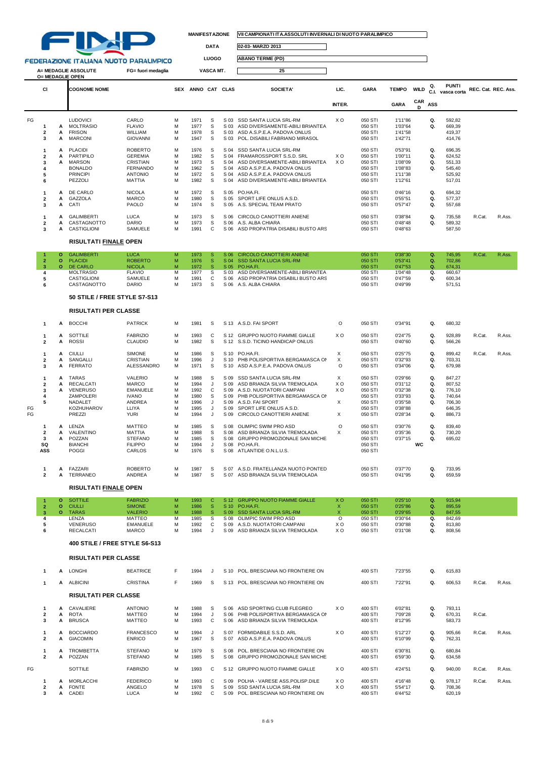FEDERAZIONE ITALIANA NUOTO PARALIMPICO

| | |
|---|---|
| MANIFESTAZIONE | VII CAMPIONATI ITA.ASSOLUTI INVERNALI DI NUOTO PARALIMPICO |
| DATA | 02-03- MARZO 2013 |
| LUOGO | ABANO TERME (PD) |
| VASCA MT. | 25 |

A= MEDAGLIE ASSOLUTE
O= MEDAGLIE OPEN
FG= fuori medaglia

| CI | | COGNOME NOME | | SEX | ANNO | CAT | CLAS | SOCIETA' | LIC. INTER. | GARA | TEMPO GARA | WILD CARD | Q. C.I. ASS | PUNTI vasca corta | REC. Cat. | REC. Ass. |
|---|---|---|---|---|---|---|---|---|---|---|---|---|---|---|---|---|
| FG | | LUDOVICI | CARLO | M | 1971 | S | S 03 | SSD SANTA LUCIA SRL-RM | X O | 050 STI | 1'11"86 | | Q. | 592,82 | | |
| 1 | A | MOLTRASIO | FLAVIO | M | 1977 | S | S 03 | ASD DIVERSAMENTE-ABILI BRIANTEA | | 050 STI | 1'03"64 | | Q. | 669,39 | | |
| 2 | A | FRISON | WILLIAM | M | 1978 | S | S 03 | ASD A.S.P.E.A. PADOVA ONLUS | | 050 STI | 1'41"58 | | | 419,37 | | |
| 3 | A | MARCONI | GIOVANNI | M | 1947 | S | S 03 | POL. DISABILI FABRIANO MIRASOL | | 050 STI | 1'42"71 | | | 414,76 | | |
| 1 | A | PLACIDI | ROBERTO | M | 1976 | S | S 04 | SSD SANTA LUCIA SRL-RM | | 050 STI | 0'53"91 | | Q. | 696,35 | | |
| 2 | A | PARTIPILO | GEREMIA | M | 1982 | S | S 04 | FRAMAROSSPORT S.S.D. SRL | X O | 050 STI | 1'00"11 | | Q. | 624,52 | | |
| 3 | A | MARSON | CRISTIAN | M | 1973 | S | S 04 | ASD DIVERSAMENTE-ABILI BRIANTEA | X O | 050 STI | 1'08"09 | | Q. | 551,33 | | |
| 4 | | BONALDO | FERNANDO | M | 1962 | S | S 04 | ASD A.S.P.E.A. PADOVA ONLUS | | 050 STI | 1'08"83 | | Q. | 545,40 | | |
| 5 | | PRINCIPI | ANTONIO | M | 1972 | S | S 04 | ASD A.S.P.E.A. PADOVA ONLUS | | 050 STI | 1'11"38 | | | 525,92 | | |
| 6 | | PEZZOLI | MATTIA | M | 1982 | S | S 04 | ASD DIVERSAMENTE-ABILI BRIANTEA | | 050 STI | 1'12"61 | | | 517,01 | | |
| 1 | A | DE CARLO | NICOLA | M | 1972 | S | S 05 | PO.HA.FI. | | 050 STI | 0'46"16 | | Q. | 694,32 | | |
| 2 | A | GAZZOLA | MARCO | M | 1980 | S | S 05 | SPORT LIFE ONLUS A.S.D. | | 050 STI | 0'55"51 | | Q. | 577,37 | | |
| 3 | A | CATI | PAOLO | M | 1974 | S | S 05 | A.S. SPECIAL TEAM PRATO | | 050 STI | 0'57"47 | | Q. | 557,68 | | |
| 1 | A | GALIMBERTI | LUCA | M | 1973 | S | S 06 | CIRCOLO CANOTTIERI ANIENE | | 050 STI | 0'38"84 | | Q. | 735,58 | R.Cat. | R.Ass. |
| 2 | A | CASTAGNOTTO | DARIO | M | 1973 | S | S 06 | A.S. ALBA CHIARA | | 050 STI | 0'48"48 | | Q. | 589,32 | | |
| 3 | A | CASTIGLIONI | SAMUELE | M | 1991 | C | S 06 | ASD PROPATRIA DISABILI BUSTO ARS | | 050 STI | 0'48"63 | | | 587,50 | | |

### RISULTATI FINALE OPEN

| CI | | COGNOME NOME | | SEX | ANNO | CAT | CLAS | SOCIETA' | LIC. | GARA | TEMPO | WILD CARD | Q. | PUNTI | REC. Cat. | REC. Ass. |
|---|---|---|---|---|---|---|---|---|---|---|---|---|---|---|---|---|
| 1 | O | GALIMBERTI | LUCA | M | 1973 | S | S 06 | CIRCOLO CANOTTIERI ANIENE | | 050 STI | 0'38"30 | | Q. | 745,95 | R.Cat. | R.Ass. |
| 2 | O | PLACIDI | ROBERTO | M | 1976 | S | S 04 | SSD SANTA LUCIA SRL-RM | | 050 STI | 0'53"41 | | Q. | 702,86 | | |
| 3 | O | DE CARLO | NICOLA | M | 1972 | S | S 05 | PO.HA.FI. | | 050 STI | 0'47"53 | | Q. | 674,31 | | |
| 4 | | MOLTRASIO | FLAVIO | M | 1977 | S | S 03 | ASD DIVERSAMENTE-ABILI BRIANTEA | | 050 STI | 1'04"48 | | Q. | 660,67 | | |
| 5 | | CASTIGLIONI | SAMUELE | M | 1991 | C | S 06 | ASD PROPATRIA DISABILI BUSTO ARS | | 050 STI | 0'47"59 | | Q. | 600,34 | | |
| 6 | | CASTAGNOTTO | DARIO | M | 1973 | S | S 06 | A.S. ALBA CHIARA | | 050 STI | 0'49"99 | | | 571,51 | | |

## 50 STILE / FREE STYLE S7-S13

### RISULTATI PER CLASSE

| CI | | COGNOME NOME | | SEX | ANNO | CAT | CLAS | SOCIETA' | LIC. | GARA | TEMPO | WILD CARD | Q. | PUNTI | REC. Cat. | REC. Ass. |
|---|---|---|---|---|---|---|---|---|---|---|---|---|---|---|---|---|
| 1 | A | BOCCHI | PATRICK | M | 1981 | S | S 13 | A.S.D. FAI SPORT | O | 050 STI | 0'34"91 | | Q. | 680,32 | | |
| 1 | A | SOTTILE | FABRIZIO | M | 1993 | C | S 12 | GRUPPO NUOTO FIAMME GIALLE | X O | 050 STI | 0'24"75 | | Q. | 928,89 | R.Cat. | R.Ass. |
| 2 | A | ROSSI | CLAUDIO | M | 1982 | S | S 12 | S.S.D. TICINO HANDICAP ONLUS | | 050 STI | 0'40"60 | | Q. | 566,26 | | |
| 1 | A | CIULLI | SIMONE | M | 1986 | S | S 10 | PO.HA.FI. | X | 050 STI | 0'25"75 | | Q. | 899,42 | R.Cat. | R.Ass. |
| 2 | A | SANGALLI | CRISTIAN | M | 1996 | J | S 10 | PHB POLISPORTIVA BERGAMASCA ON | X | 050 STI | 0'32"93 | | Q. | 703,31 | | |
| 3 | A | FERRATO | ALESSANDRO | M | 1971 | S | S 10 | ASD A.S.P.E.A. PADOVA ONLUS | O | 050 STI | 0'34"06 | | Q. | 679,98 | | |
| 1 | A | TARAS | VALERIO | M | 1988 | S | S 09 | SSD SANTA LUCIA SRL-RM | X | 050 STI | 0'29"66 | | Q. | 847,27 | | |
| 2 | A | RECALCATI | MARCO | M | 1994 | J | S 09 | ASD BRIANZA SILVIA TREMOLADA | X O | 050 STI | 0'31"12 | | Q. | 807,52 | | |
| 3 | A | VENERUSO | EMANUELE | M | 1992 | C | S 09 | A.S.D. NUOTATORI CAMPANI | X O | 050 STI | 0'32"38 | | Q. | 776,10 | | |
| 4 | | ZAMPOLERI | IVANO | M | 1980 | S | S 09 | PHB POLISPORTIVA BERGAMASCA ON | | 050 STI | 0'33"93 | | Q. | 740,64 | | |
| 5 | | NADALET | ANDREA | M | 1996 | J | S 09 | A.S.D. FAI SPORT | X | 050 STI | 0'35"58 | | Q. | 706,30 | | |
| FG | | KOZHUHAROV | LLIYA | M | 1995 | J | S 09 | SPORT LIFE ONLUS A.S.D. | | 050 STI | 0'38"88 | | | 646,35 | | |
| FG | | PREZZI | YURI | M | 1994 | J | S 09 | CIRCOLO CANOTTIERI ANIENE | X | 050 STI | 0'28"34 | | Q. | 886,73 | | |
| 1 | A | LENZA | MATTEO | M | 1985 | S | S 08 | OLIMPIC SWIM PRO ASD | O | 050 STI | 0'30"76 | | Q. | 839,40 | | |
| 2 | A | VALENTINO | MATTIA | M | 1988 | S | S 08 | ASD BRIANZA SILVIA TREMOLADA | X | 050 STI | 0'35"36 | | Q. | 730,20 | | |
| 3 | A | POZZAN | STEFANO | M | 1985 | S | S 08 | GRUPPO PROMOZIONALE SAN MICHE | | 050 STI | 0'37"15 | | Q. | 695,02 | | |
| SQ | | BIANCHI | FILIPPO | M | 1994 | J | S 08 | PO.HA.FI. | | 050 STI | | WC | | | | |
| ASS | | POGGI | CARLOS | M | 1976 | S | S 08 | ATLANTIDE O.N.L.U.S. | | 050 STI | | | | | | |
| 1 | A | FAZZARI | ROBERTO | M | 1987 | S | S 07 | A.S.D. FRATELLANZA NUOTO PONTED | | 050 STI | 0'37"70 | | Q. | 733,95 | | |
| 2 | A | TERRANEO | ANDREA | M | 1987 | S | S 07 | ASD BRIANZA SILVIA TREMOLADA | | 050 STI | 0'41"95 | | Q. | 659,59 | | |

### RISULTATI FINALE OPEN

| CI | | COGNOME NOME | | SEX | ANNO | CAT | CLAS | SOCIETA' | LIC. | GARA | TEMPO | WILD CARD | Q. | PUNTI | REC. Cat. | REC. Ass. |
|---|---|---|---|---|---|---|---|---|---|---|---|---|---|---|---|---|
| 1 | O | SOTTILE | FABRIZIO | M | 1993 | C | S 12 | GRUPPO NUOTO FIAMME GIALLE | X O | 050 STI | 0'25"10 | | Q. | 915,94 | | |
| 2 | O | CIULLI | SIMONE | M | 1986 | S | S 10 | PO.HA.FI. | X | 050 STI | 0'25"86 | | Q. | 895,59 | | |
| 3 | O | TARAS | VALERIO | M | 1988 | S | S 09 | SSD SANTA LUCIA SRL-RM | X | 050 STI | 0'29"65 | | Q. | 847,55 | | |
| 4 | | LENZA | MATTEO | M | 1985 | S | S 08 | OLIMPIC SWIM PRO ASD | O | 050 STI | 0'30"64 | | Q. | 842,69 | | |
| 5 | | VENERUSO | EMANUELE | M | 1992 | C | S 09 | A.S.D. NUOTATORI CAMPANI | X O | 050 STI | 0'30"88 | | Q. | 813,80 | | |
| 6 | | RECALCATI | MARCO | M | 1994 | J | S 09 | ASD BRIANZA SILVIA TREMOLADA | X O | 050 STI | 0'31"08 | | Q. | 808,56 | | |

## 400 STILE / FREE STYLE S6-S13

### RISULTATI PER CLASSE

| CI | | COGNOME NOME | | SEX | ANNO | CAT | CLAS | SOCIETA' | LIC. | GARA | TEMPO | WILD CARD | Q. | PUNTI | REC. Cat. | REC. Ass. |
|---|---|---|---|---|---|---|---|---|---|---|---|---|---|---|---|---|
| 1 | A | LONGHI | BEATRICE | F | 1994 | J | S 10 | POL. BRESCIANA NO FRONTIERE ON | | 400 STI | 7'23"55 | | Q. | 615,83 | | |
| 1 | A | ALBICINI | CRISTINA | F | 1969 | S | S 13 | POL. BRESCIANA NO FRONTIERE ON | | 400 STI | 7'22"91 | | Q. | 606,53 | R.Cat. | R.Ass. |

### RISULTATI PER CLASSE

| CI | | COGNOME NOME | | SEX | ANNO | CAT | CLAS | SOCIETA' | LIC. | GARA | TEMPO | WILD CARD | Q. | PUNTI | REC. Cat. | REC. Ass. |
|---|---|---|---|---|---|---|---|---|---|---|---|---|---|---|---|---|
| 1 | A | CAVALIERE | ANTONIO | M | 1988 | S | S 06 | ASD SPORTING CLUB FLEGREO | X O | 400 STI | 6'02"81 | | Q. | 793,11 | | |
| 2 | A | ROTA | MATTEO | M | 1994 | J | S 06 | PHB POLISPORTIVA BERGAMASCA ON | | 400 STI | 7'09"28 | | Q. | 670,31 | R.Cat. | |
| 3 | A | BRUSCA | MATTEO | M | 1993 | C | S 06 | ASD BRIANZA SILVIA TREMOLADA | | 400 STI | 8'12"95 | | | 583,73 | | |
| 1 | A | BOCCIARDO | FRANCESCO | M | 1994 | J | S 07 | FORMIDABILE S.S.D. ARL | X O | 400 STI | 5'12"27 | | Q. | 905,66 | R.Cat. | R.Ass. |
| 2 | A | GIACOMIN | ENRICO | M | 1967 | S | S 07 | ASD A.S.P.E.A. PADOVA ONLUS | | 400 STI | 6'10"99 | | Q. | 762,31 | | |
| 1 | A | TROMBETTA | STEFANO | M | 1979 | S | S 08 | POL. BRESCIANA NO FRONTIERE ON | | 400 STI | 6'30"81 | | Q. | 680,84 | | |
| 2 | A | POZZAN | STEFANO | M | 1985 | S | S 08 | GRUPPO PROMOZIONALE SAN MICHE | | 400 STI | 6'59"30 | | Q. | 634,58 | | |
| FG | | SOTTILE | FABRIZIO | M | 1993 | C | S 12 | GRUPPO NUOTO FIAMME GIALLE | X O | 400 STI | 4'24"51 | | Q. | 940,00 | R.Cat. | R.Ass. |
| 1 | A | MORLACCHI | FEDERICO | M | 1993 | C | S 09 | POLHA - VARESE ASS.POLISP.DILE | X O | 400 STI | 4'16"48 | | Q. | 978,17 | R.Cat. | R.Ass. |
| 2 | A | FONTE | ANGELO | M | 1978 | S | S 09 | SSD SANTA LUCIA SRL-RM | X O | 400 STI | 5'54"17 | | Q. | 708,36 | | |
| 3 | A | CADEI | LUCA | M | 1992 | C | S 09 | POL. BRESCIANA NO FRONTIERE ON | | 400 STI | 6'44"52 | | | 620,19 | | |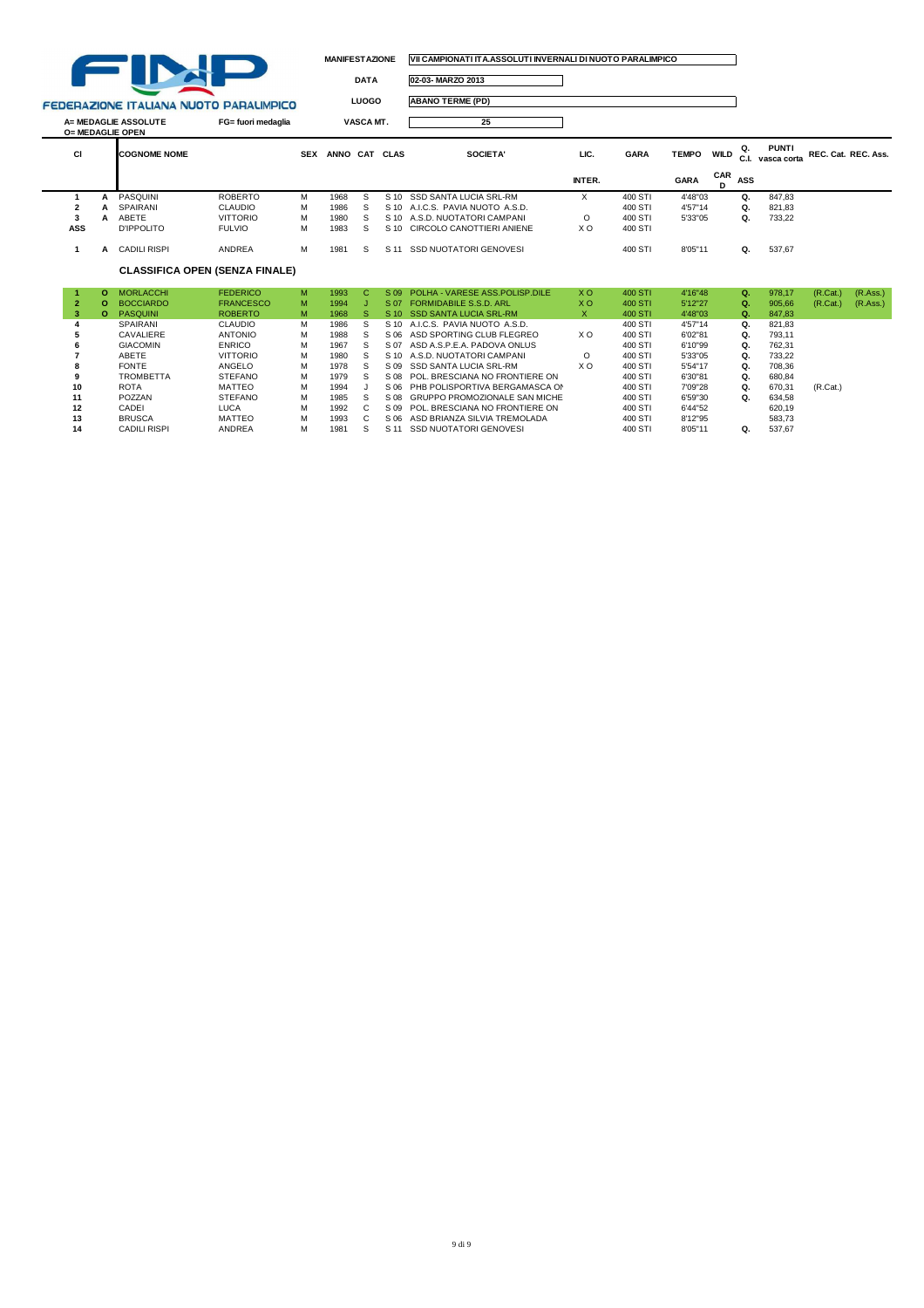FEDERAZIONE ITALIANA NUOTO PARALIMPICO

| | |
|---|---|
| MANIFESTAZIONE | VII CAMPIONATI ITA.ASSOLUTI INVERNALI DI NUOTO PARALIMPICO |
| DATA | 02-03- MARZO 2013 |
| LUOGO | ABANO TERME (PD) |
| VASCA MT. | 25 |

A= MEDAGLIE ASSOLUTE
O= MEDAGLIE OPEN
FG= fuori medaglia

| Cl | | COGNOME NOME | | SEX | ANNO | CAT | CLAS | SOCIETA' | LIC. INTER. | GARA | TEMPO GARA | WILD CARD | Q. C.I. ASS | PUNTI vasca corta | REC. Cat. | REC. Ass. |
|---|---|---|---|---|---|---|---|---|---|---|---|---|---|---|---|---|
| 1 | A | PASQUINI | ROBERTO | M | 1968 | S | S 10 | SSD SANTA LUCIA SRL-RM | X | 400 STI | 4'48"03 | | Q. | 847,83 | | |
| 2 | A | SPAIRANI | CLAUDIO | M | 1986 | S | S 10 | A.I.C.S. PAVIA NUOTO A.S.D. | | 400 STI | 4'57"14 | | Q. | 821,83 | | |
| 3 | A | ABETE | VITTORIO | M | 1980 | S | S 10 | A.S.D. NUOTATORI CAMPANI | O | 400 STI | 5'33"05 | | Q. | 733,22 | | |
| ASS | | D'IPPOLITO | FULVIO | M | 1983 | S | S 10 | CIRCOLO CANOTTIERI ANIENE | X O | 400 STI | | | | | | |
| 1 | A | CADILI RISPI | ANDREA | M | 1981 | S | S 11 | SSD NUOTATORI GENOVESI | | 400 STI | 8'05"11 | | Q. | 537,67 | | |

## CLASSIFICA OPEN (SENZA FINALE)

| Cl | | COGNOME NOME | | SEX | ANNO | CAT | CLAS | SOCIETA' | LIC. INTER. | GARA | TEMPO GARA | WILD CARD | Q. C.I. ASS | PUNTI vasca corta | REC. Cat. | REC. Ass. |
|---|---|---|---|---|---|---|---|---|---|---|---|---|---|---|---|---|
| 1 | O | MORLACCHI | FEDERICO | M | 1993 | C | S 09 | POLHA - VARESE ASS.POLISP.DILE | X O | 400 STI | 4'16"48 | | Q. | 978,17 | (R.Cat.) | (R.Ass.) |
| 2 | O | BOCCIARDO | FRANCESCO | M | 1994 | J | S 07 | FORMIDABILE S.S.D. ARL | X O | 400 STI | 5'12"27 | | Q. | 905,66 | (R.Cat.) | (R.Ass.) |
| 3 | O | PASQUINI | ROBERTO | M | 1968 | S | S 10 | SSD SANTA LUCIA SRL-RM | X | 400 STI | 4'48"03 | | Q. | 847,83 | | |
| 4 | | SPAIRANI | CLAUDIO | M | 1986 | S | S 10 | A.I.C.S. PAVIA NUOTO A.S.D. | | 400 STI | 4'57"14 | | Q. | 821,83 | | |
| 5 | | CAVALIERE | ANTONIO | M | 1988 | S | S 06 | ASD SPORTING CLUB FLEGREO | X O | 400 STI | 6'02"81 | | Q. | 793,11 | | |
| 6 | | GIACOMIN | ENRICO | M | 1967 | S | S 07 | ASD A.S.P.E.A. PADOVA ONLUS | | 400 STI | 6'10"99 | | Q. | 762,31 | | |
| 7 | | ABETE | VITTORIO | M | 1980 | S | S 10 | A.S.D. NUOTATORI CAMPANI | O | 400 STI | 5'33"05 | | Q. | 733,22 | | |
| 8 | | FONTE | ANGELO | M | 1978 | S | S 09 | SSD SANTA LUCIA SRL-RM | X O | 400 STI | 5'54"17 | | Q. | 708,36 | | |
| 9 | | TROMBETTA | STEFANO | M | 1979 | S | S 08 | POL. BRESCIANA NO FRONTIERE ON | | 400 STI | 6'30"81 | | Q. | 680,84 | | |
| 10 | | ROTA | MATTEO | M | 1994 | J | S 06 | PHB POLISPORTIVA BERGAMASCA ON | | 400 STI | 7'09"28 | | Q. | 670,31 | (R.Cat.) | |
| 11 | | POZZAN | STEFANO | M | 1985 | S | S 08 | GRUPPO PROMOZIONALE SAN MICHE | | 400 STI | 6'59"30 | | Q. | 634,58 | | |
| 12 | | CADEI | LUCA | M | 1992 | C | S 09 | POL. BRESCIANA NO FRONTIERE ON | | 400 STI | 6'44"52 | | | 620,19 | | |
| 13 | | BRUSCA | MATTEO | M | 1993 | C | S 06 | ASD BRIANZA SILVIA TREMOLADA | | 400 STI | 8'12"95 | | | 583,73 | | |
| 14 | | CADILI RISPI | ANDREA | M | 1981 | S | S 11 | SSD NUOTATORI GENOVESI | | 400 STI | 8'05"11 | | Q. | 537,67 | | |